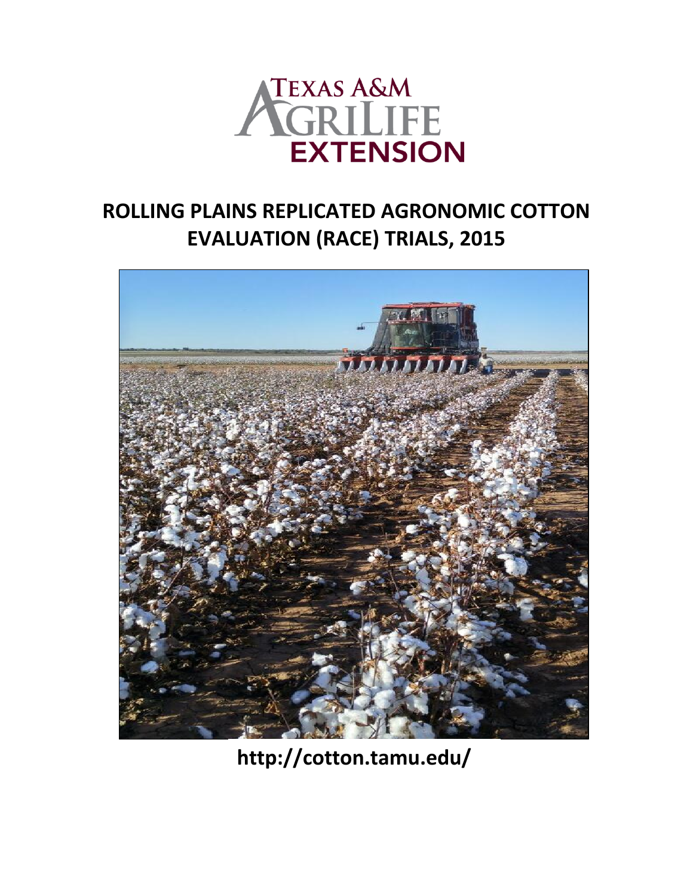TEXAS A&M AGRILIFE EXTENSION

# ROLLING PLAINS REPLICATED AGRONOMIC COTTON EVALUATION (RACE) TRIALS, 2015

http://cotton.tamu.edu/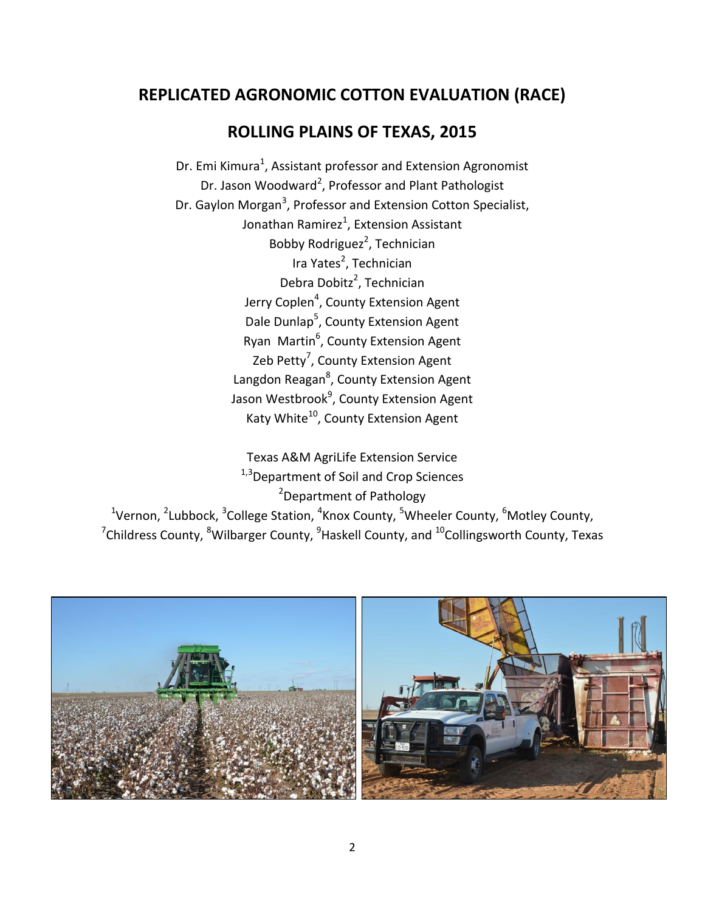# REPLICATED AGRONOMIC COTTON EVALUATION (RACE)

## ROLLING PLAINS OF TEXAS, 2015

Dr. Emi Kimura[1], Assistant professor and Extension Agronomist
Dr. Jason Woodward[2], Professor and Plant Pathologist
Dr. Gaylon Morgan[3], Professor and Extension Cotton Specialist,
Jonathan Ramirez[1], Extension Assistant
Bobby Rodriguez[2], Technician
Ira Yates[2], Technician
Debra Dobitz[2], Technician
Jerry Coplen[4], County Extension Agent
Dale Dunlap[5], County Extension Agent
Ryan Martin[6], County Extension Agent
Zeb Petty[7], County Extension Agent
Langdon Reagan[8], County Extension Agent
Jason Westbrook[9], County Extension Agent
Katy White[10], County Extension Agent

Texas A&M AgriLife Extension Service
[1,3]Department of Soil and Crop Sciences
[2]Department of Pathology
[1]Vernon, [2]Lubbock, [3]College Station, [4]Knox County, [5]Wheeler County, [6]Motley County, [7]Childress County, [8]Wilbarger County, [9]Haskell County, and [10]Collingsworth County, Texas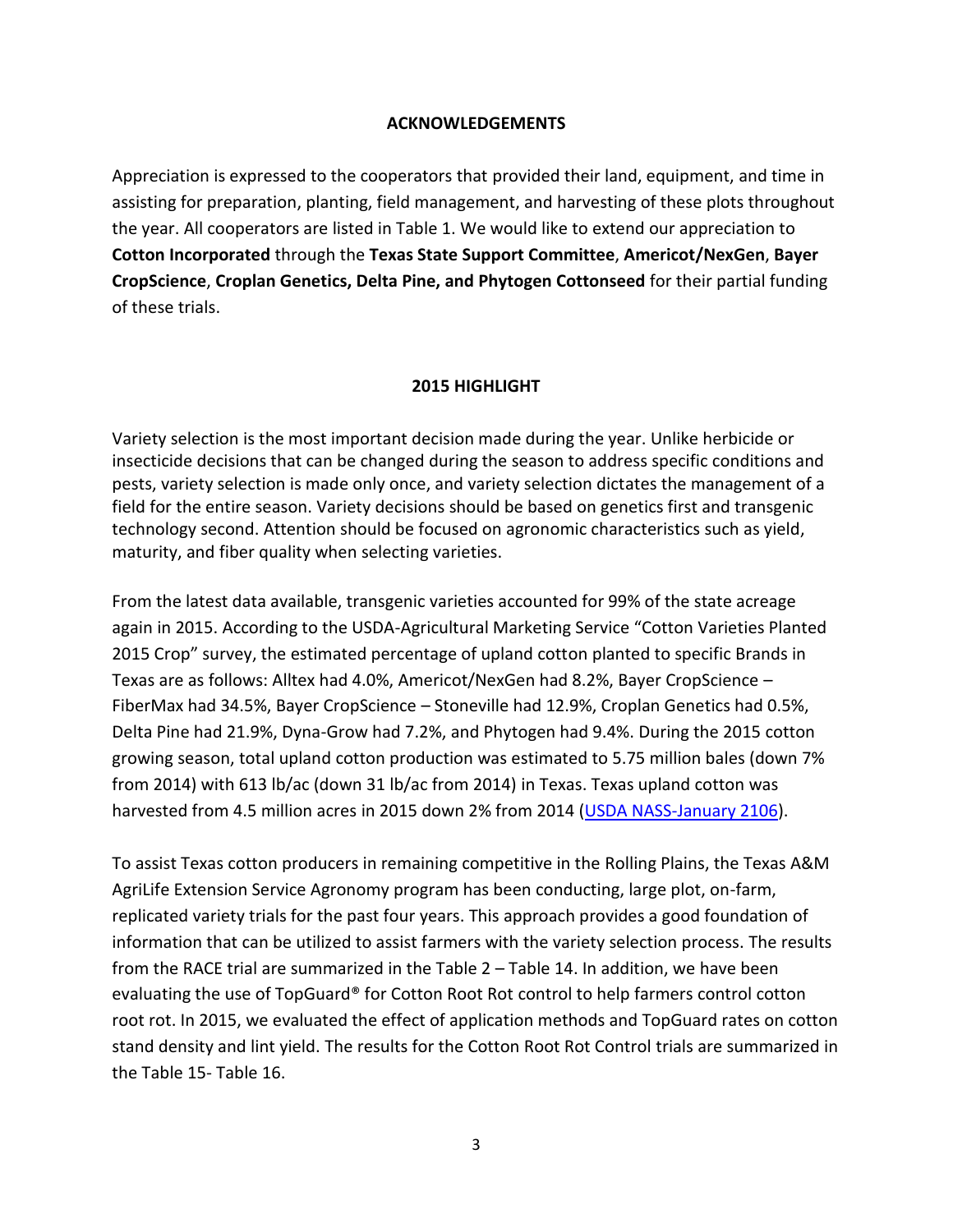## ACKNOWLEDGEMENTS

Appreciation is expressed to the cooperators that provided their land, equipment, and time in assisting for preparation, planting, field management, and harvesting of these plots throughout the year. All cooperators are listed in Table 1. We would like to extend our appreciation to **Cotton Incorporated** through the **Texas State Support Committee**, **Americot/NexGen**, **Bayer CropScience**, **Croplan Genetics, Delta Pine, and Phytogen Cottonseed** for their partial funding of these trials.

## 2015 HIGHLIGHT

Variety selection is the most important decision made during the year. Unlike herbicide or insecticide decisions that can be changed during the season to address specific conditions and pests, variety selection is made only once, and variety selection dictates the management of a field for the entire season. Variety decisions should be based on genetics first and transgenic technology second. Attention should be focused on agronomic characteristics such as yield, maturity, and fiber quality when selecting varieties.

From the latest data available, transgenic varieties accounted for 99% of the state acreage again in 2015. According to the USDA-Agricultural Marketing Service "Cotton Varieties Planted 2015 Crop" survey, the estimated percentage of upland cotton planted to specific Brands in Texas are as follows: Alltex had 4.0%, Americot/NexGen had 8.2%, Bayer CropScience – FiberMax had 34.5%, Bayer CropScience – Stoneville had 12.9%, Croplan Genetics had 0.5%, Delta Pine had 21.9%, Dyna-Grow had 7.2%, and Phytogen had 9.4%. During the 2015 cotton growing season, total upland cotton production was estimated to 5.75 million bales (down 7% from 2014) with 613 lb/ac (down 31 lb/ac from 2014) in Texas. Texas upland cotton was harvested from 4.5 million acres in 2015 down 2% from 2014 (USDA NASS-January 2106).

To assist Texas cotton producers in remaining competitive in the Rolling Plains, the Texas A&M AgriLife Extension Service Agronomy program has been conducting, large plot, on-farm, replicated variety trials for the past four years. This approach provides a good foundation of information that can be utilized to assist farmers with the variety selection process. The results from the RACE trial are summarized in the Table 2 – Table 14. In addition, we have been evaluating the use of TopGuard® for Cotton Root Rot control to help farmers control cotton root rot. In 2015, we evaluated the effect of application methods and TopGuard rates on cotton stand density and lint yield. The results for the Cotton Root Rot Control trials are summarized in the Table 15- Table 16.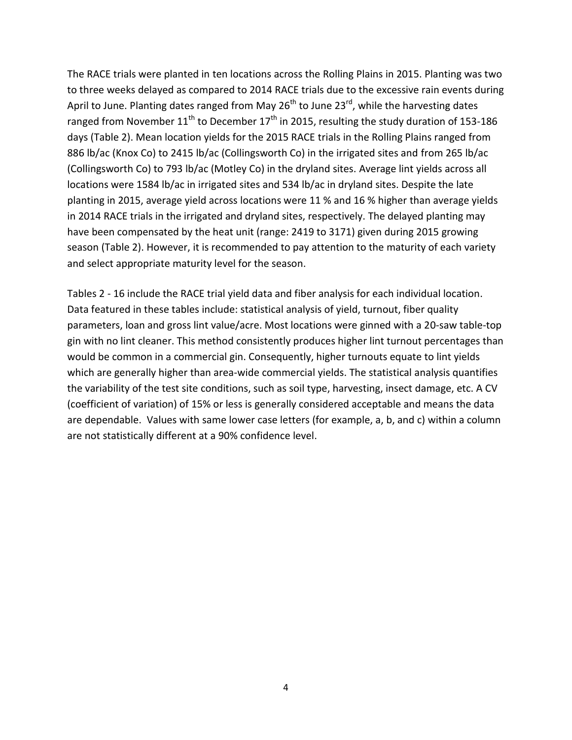The RACE trials were planted in ten locations across the Rolling Plains in 2015. Planting was two to three weeks delayed as compared to 2014 RACE trials due to the excessive rain events during April to June. Planting dates ranged from May 26$^{th}$ to June 23$^{rd}$, while the harvesting dates ranged from November 11$^{th}$ to December 17$^{th}$ in 2015, resulting the study duration of 153-186 days (Table 2). Mean location yields for the 2015 RACE trials in the Rolling Plains ranged from 886 lb/ac (Knox Co) to 2415 lb/ac (Collingsworth Co) in the irrigated sites and from 265 lb/ac (Collingsworth Co) to 793 lb/ac (Motley Co) in the dryland sites. Average lint yields across all locations were 1584 lb/ac in irrigated sites and 534 lb/ac in dryland sites. Despite the late planting in 2015, average yield across locations were 11 % and 16 % higher than average yields in 2014 RACE trials in the irrigated and dryland sites, respectively. The delayed planting may have been compensated by the heat unit (range: 2419 to 3171) given during 2015 growing season (Table 2). However, it is recommended to pay attention to the maturity of each variety and select appropriate maturity level for the season.

Tables 2 - 16 include the RACE trial yield data and fiber analysis for each individual location. Data featured in these tables include: statistical analysis of yield, turnout, fiber quality parameters, loan and gross lint value/acre. Most locations were ginned with a 20-saw table-top gin with no lint cleaner. This method consistently produces higher lint turnout percentages than would be common in a commercial gin. Consequently, higher turnouts equate to lint yields which are generally higher than area-wide commercial yields. The statistical analysis quantifies the variability of the test site conditions, such as soil type, harvesting, insect damage, etc. A CV (coefficient of variation) of 15% or less is generally considered acceptable and means the data are dependable. Values with same lower case letters (for example, a, b, and c) within a column are not statistically different at a 90% confidence level.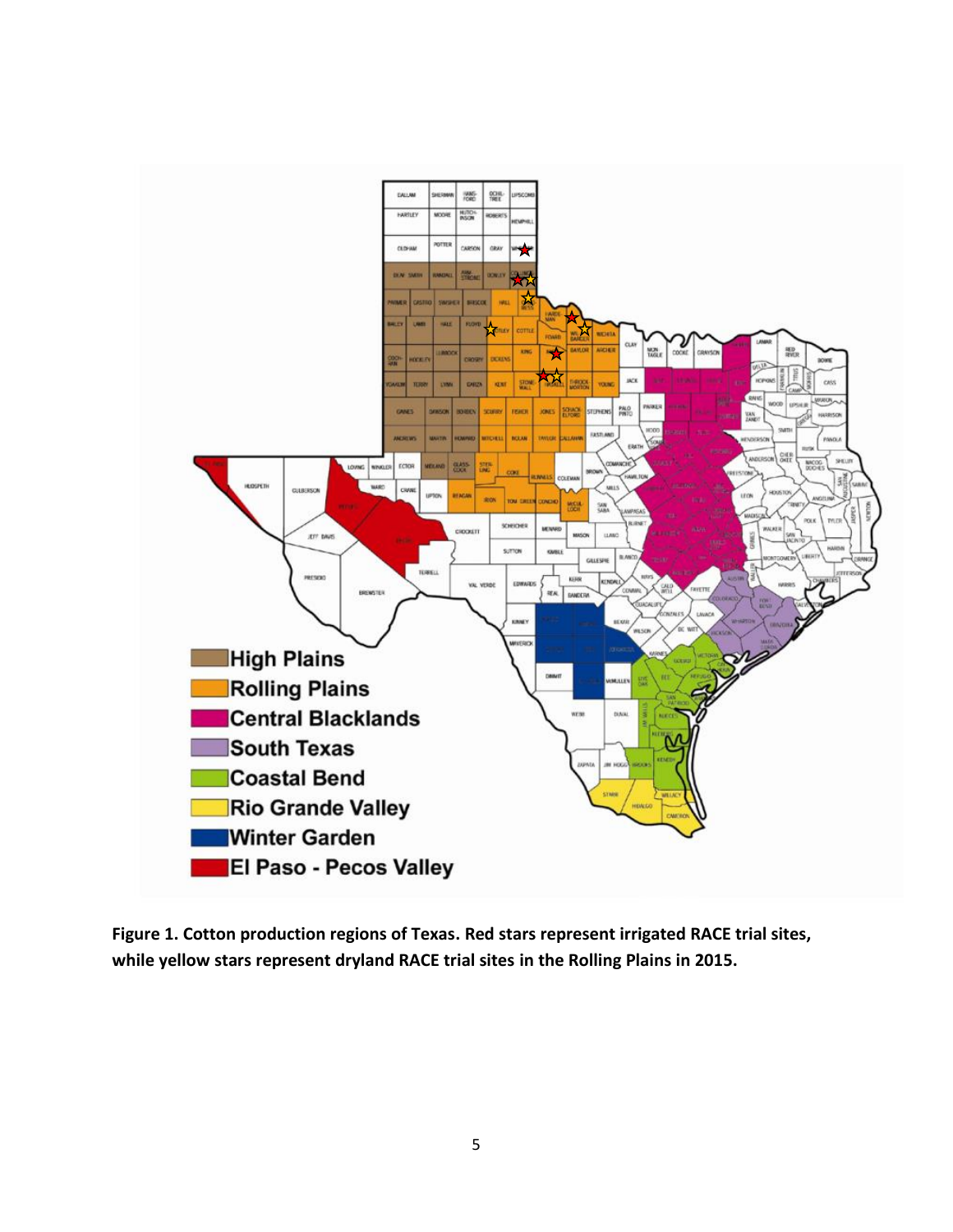**Figure 1. Cotton production regions of Texas. Red stars represent irrigated RACE trial sites, while yellow stars represent dryland RACE trial sites in the Rolling Plains in 2015.**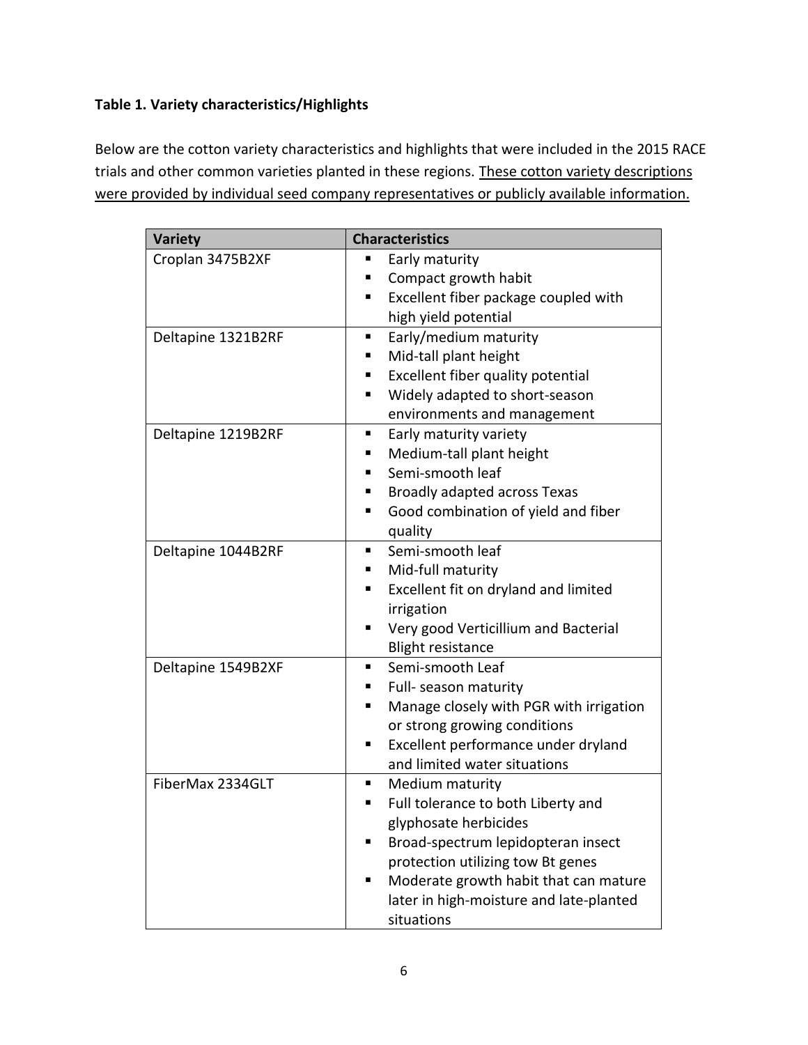**Table 1. Variety characteristics/Highlights**

Below are the cotton variety characteristics and highlights that were included in the 2015 RACE trials and other common varieties planted in these regions. These cotton variety descriptions were provided by individual seed company representatives or publicly available information.

| Variety | Characteristics |
|---|---|
| Croplan 3475B2XF | ▪ Early maturity<br>▪ Compact growth habit<br>▪ Excellent fiber package coupled with high yield potential |
| Deltapine 1321B2RF | ▪ Early/medium maturity<br>▪ Mid-tall plant height<br>▪ Excellent fiber quality potential<br>▪ Widely adapted to short-season environments and management |
| Deltapine 1219B2RF | ▪ Early maturity variety<br>▪ Medium-tall plant height<br>▪ Semi-smooth leaf<br>▪ Broadly adapted across Texas<br>▪ Good combination of yield and fiber quality |
| Deltapine 1044B2RF | ▪ Semi-smooth leaf<br>▪ Mid-full maturity<br>▪ Excellent fit on dryland and limited irrigation<br>▪ Very good Verticillium and Bacterial Blight resistance |
| Deltapine 1549B2XF | ▪ Semi-smooth Leaf<br>▪ Full- season maturity<br>▪ Manage closely with PGR with irrigation or strong growing conditions<br>▪ Excellent performance under dryland and limited water situations |
| FiberMax 2334GLT | ▪ Medium maturity<br>▪ Full tolerance to both Liberty and glyphosate herbicides<br>▪ Broad-spectrum lepidopteran insect protection utilizing tow Bt genes<br>▪ Moderate growth habit that can mature later in high-moisture and late-planted situations |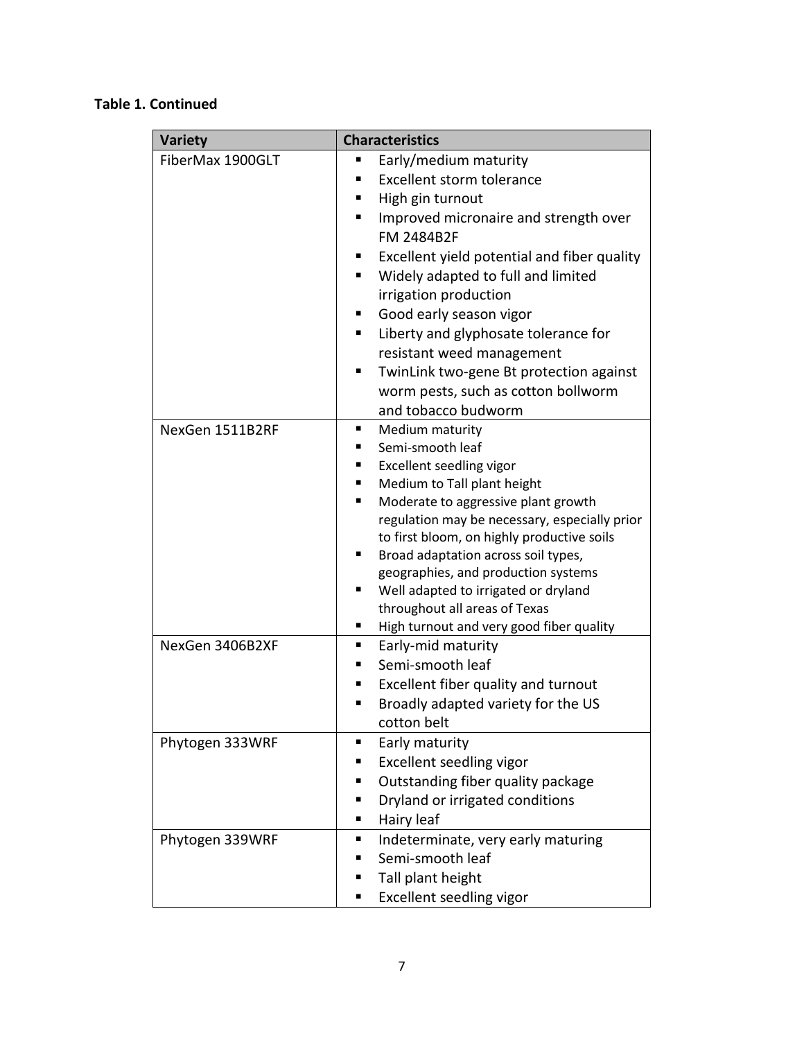**Table 1. Continued**

| Variety | Characteristics |
|---|---|
| FiberMax 1900GLT | ▪ Early/medium maturity<br>▪ Excellent storm tolerance<br>▪ High gin turnout<br>▪ Improved micronaire and strength over FM 2484B2F<br>▪ Excellent yield potential and fiber quality<br>▪ Widely adapted to full and limited irrigation production<br>▪ Good early season vigor<br>▪ Liberty and glyphosate tolerance for resistant weed management<br>▪ TwinLink two-gene Bt protection against worm pests, such as cotton bollworm and tobacco budworm |
| NexGen 1511B2RF | ▪ Medium maturity<br>▪ Semi-smooth leaf<br>▪ Excellent seedling vigor<br>▪ Medium to Tall plant height<br>▪ Moderate to aggressive plant growth regulation may be necessary, especially prior to first bloom, on highly productive soils<br>▪ Broad adaptation across soil types, geographies, and production systems<br>▪ Well adapted to irrigated or dryland throughout all areas of Texas<br>▪ High turnout and very good fiber quality |
| NexGen 3406B2XF | ▪ Early-mid maturity<br>▪ Semi-smooth leaf<br>▪ Excellent fiber quality and turnout<br>▪ Broadly adapted variety for the US cotton belt |
| Phytogen 333WRF | ▪ Early maturity<br>▪ Excellent seedling vigor<br>▪ Outstanding fiber quality package<br>▪ Dryland or irrigated conditions<br>▪ Hairy leaf |
| Phytogen 339WRF | ▪ Indeterminate, very early maturing<br>▪ Semi-smooth leaf<br>▪ Tall plant height<br>▪ Excellent seedling vigor |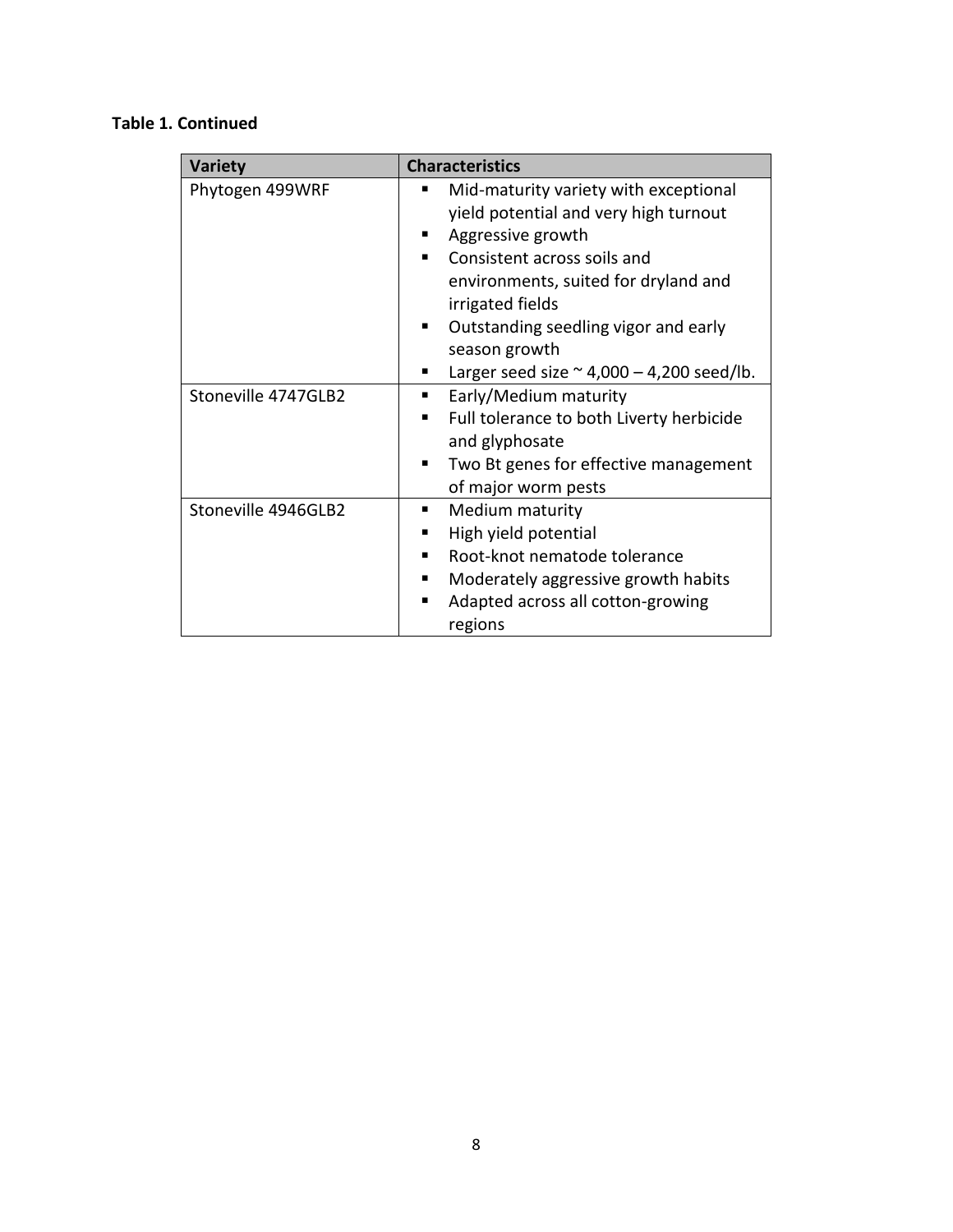**Table 1. Continued**

| Variety | Characteristics |
|---|---|
| Phytogen 499WRF | ▪ Mid-maturity variety with exceptional yield potential and very high turnout<br>▪ Aggressive growth<br>▪ Consistent across soils and environments, suited for dryland and irrigated fields<br>▪ Outstanding seedling vigor and early season growth<br>▪ Larger seed size ~ 4,000 – 4,200 seed/lb. |
| Stoneville 4747GLB2 | ▪ Early/Medium maturity<br>▪ Full tolerance to both Liverty herbicide and glyphosate<br>▪ Two Bt genes for effective management of major worm pests |
| Stoneville 4946GLB2 | ▪ Medium maturity<br>▪ High yield potential<br>▪ Root-knot nematode tolerance<br>▪ Moderately aggressive growth habits<br>▪ Adapted across all cotton-growing regions |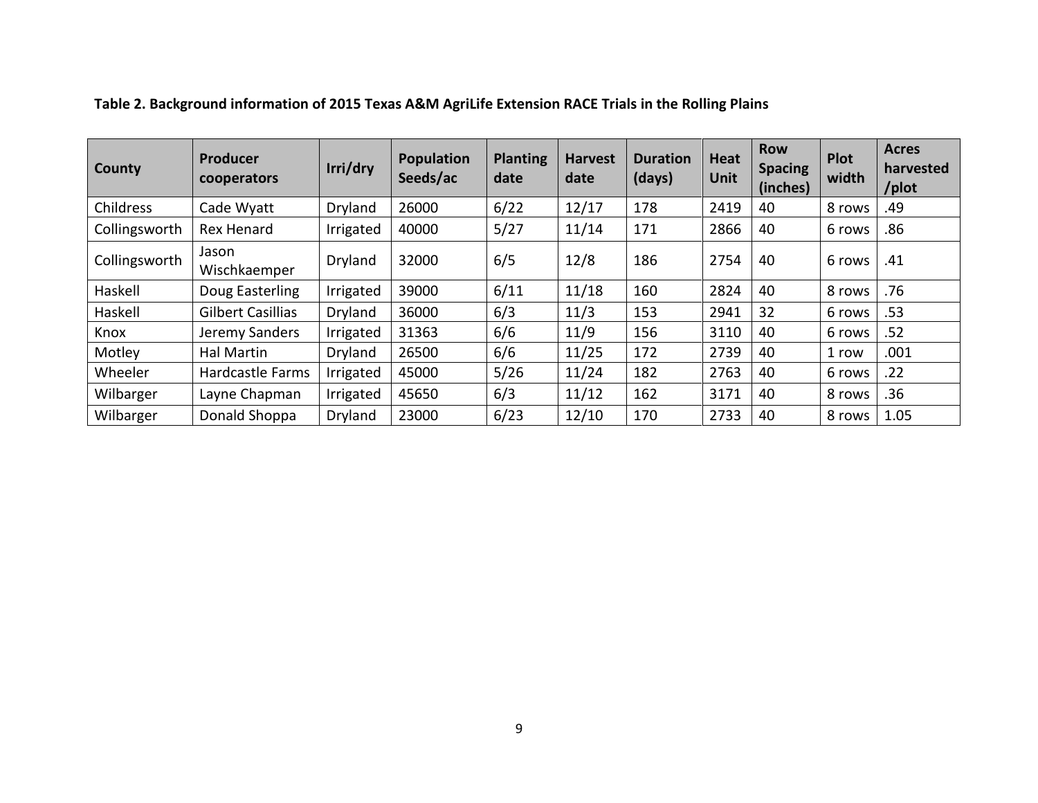**Table 2. Background information of 2015 Texas A&M AgriLife Extension RACE Trials in the Rolling Plains**

| County | Producer cooperators | Irri/dry | Population Seeds/ac | Planting date | Harvest date | Duration (days) | Heat Unit | Row Spacing (inches) | Plot width | Acres harvested /plot |
|---|---|---|---|---|---|---|---|---|---|---|
| Childress | Cade Wyatt | Dryland | 26000 | 6/22 | 12/17 | 178 | 2419 | 40 | 8 rows | .49 |
| Collingsworth | Rex Henard | Irrigated | 40000 | 5/27 | 11/14 | 171 | 2866 | 40 | 6 rows | .86 |
| Collingsworth | Jason Wischkaemper | Dryland | 32000 | 6/5 | 12/8 | 186 | 2754 | 40 | 6 rows | .41 |
| Haskell | Doug Easterling | Irrigated | 39000 | 6/11 | 11/18 | 160 | 2824 | 40 | 8 rows | .76 |
| Haskell | Gilbert Casillias | Dryland | 36000 | 6/3 | 11/3 | 153 | 2941 | 32 | 6 rows | .53 |
| Knox | Jeremy Sanders | Irrigated | 31363 | 6/6 | 11/9 | 156 | 3110 | 40 | 6 rows | .52 |
| Motley | Hal Martin | Dryland | 26500 | 6/6 | 11/25 | 172 | 2739 | 40 | 1 row | .001 |
| Wheeler | Hardcastle Farms | Irrigated | 45000 | 5/26 | 11/24 | 182 | 2763 | 40 | 6 rows | .22 |
| Wilbarger | Layne Chapman | Irrigated | 45650 | 6/3 | 11/12 | 162 | 3171 | 40 | 8 rows | .36 |
| Wilbarger | Donald Shoppa | Dryland | 23000 | 6/23 | 12/10 | 170 | 2733 | 40 | 8 rows | 1.05 |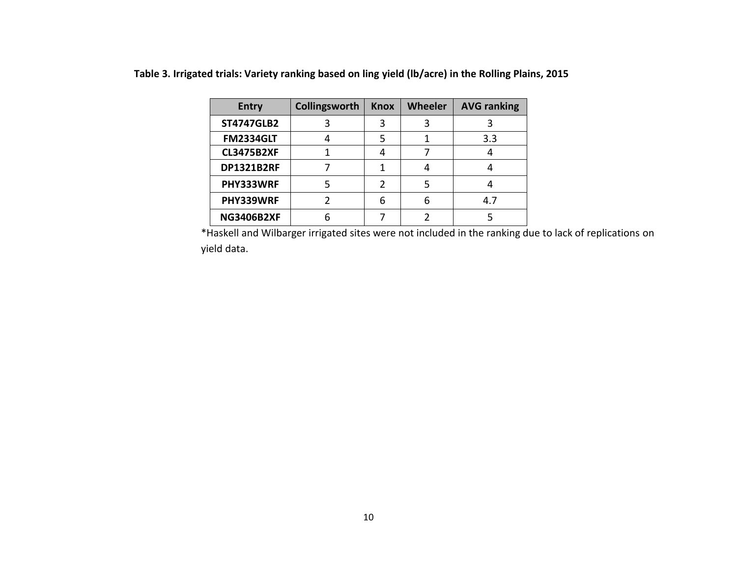**Table 3. Irrigated trials: Variety ranking based on ling yield (lb/acre) in the Rolling Plains, 2015**

| Entry | Collingsworth | Knox | Wheeler | AVG ranking |
|---|---|---|---|---|
| **ST4747GLB2** | 3 | 3 | 3 | 3 |
| **FM2334GLT** | 4 | 5 | 1 | 3.3 |
| **CL3475B2XF** | 1 | 4 | 7 | 4 |
| **DP1321B2RF** | 7 | 1 | 4 | 4 |
| **PHY333WRF** | 5 | 2 | 5 | 4 |
| **PHY339WRF** | 2 | 6 | 6 | 4.7 |
| **NG3406B2XF** | 6 | 7 | 2 | 5 |

*Haskell and Wilbarger irrigated sites were not included in the ranking due to lack of replications on yield data.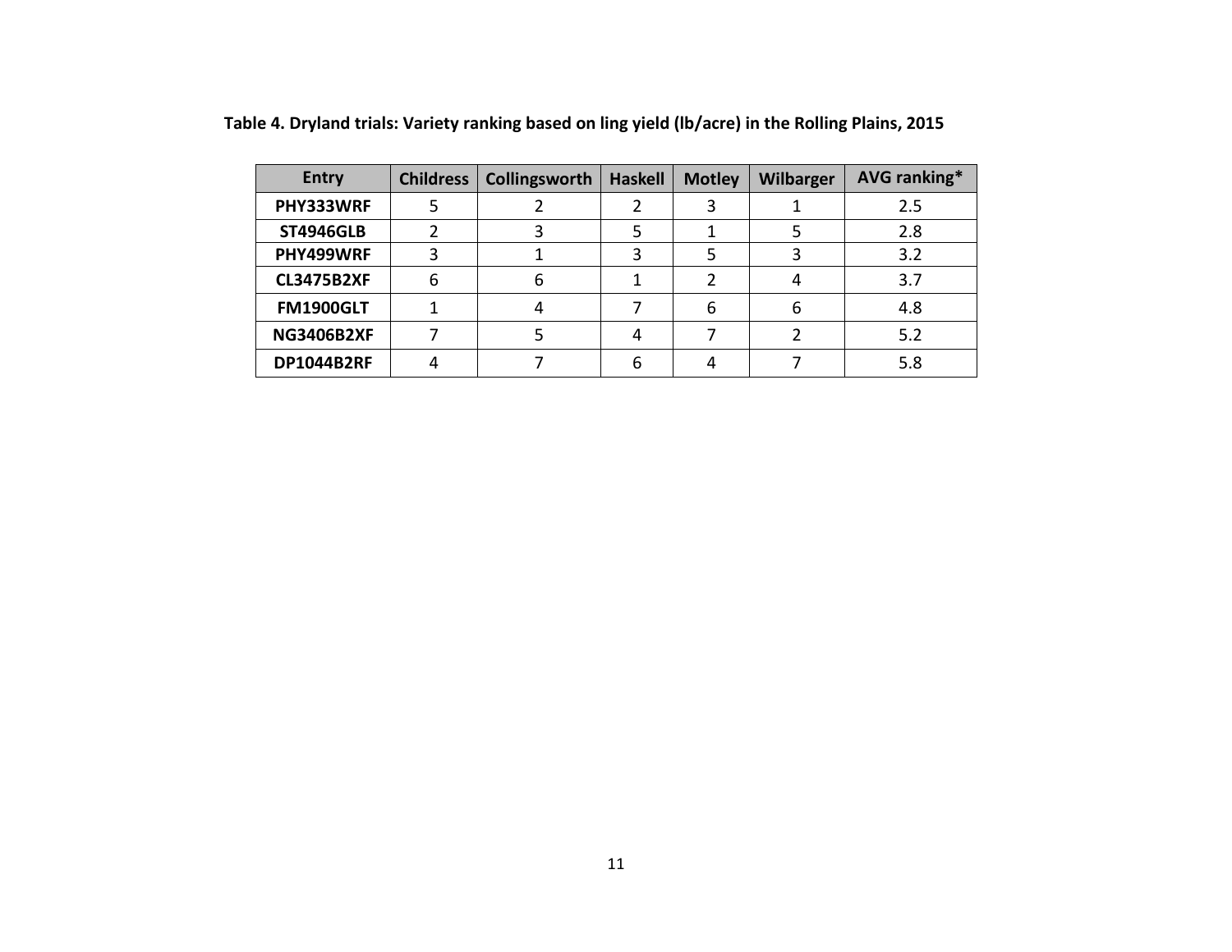**Table 4. Dryland trials: Variety ranking based on ling yield (lb/acre) in the Rolling Plains, 2015**

| Entry | Childress | Collingsworth | Haskell | Motley | Wilbarger | AVG ranking* |
|---|---|---|---|---|---|---|
| **PHY333WRF** | 5 | 2 | 2 | 3 | 1 | 2.5 |
| **ST4946GLB** | 2 | 3 | 5 | 1 | 5 | 2.8 |
| **PHY499WRF** | 3 | 1 | 3 | 5 | 3 | 3.2 |
| **CL3475B2XF** | 6 | 6 | 1 | 2 | 4 | 3.7 |
| **FM1900GLT** | 1 | 4 | 7 | 6 | 6 | 4.8 |
| **NG3406B2XF** | 7 | 5 | 4 | 7 | 2 | 5.2 |
| **DP1044B2RF** | 4 | 7 | 6 | 4 | 7 | 5.8 |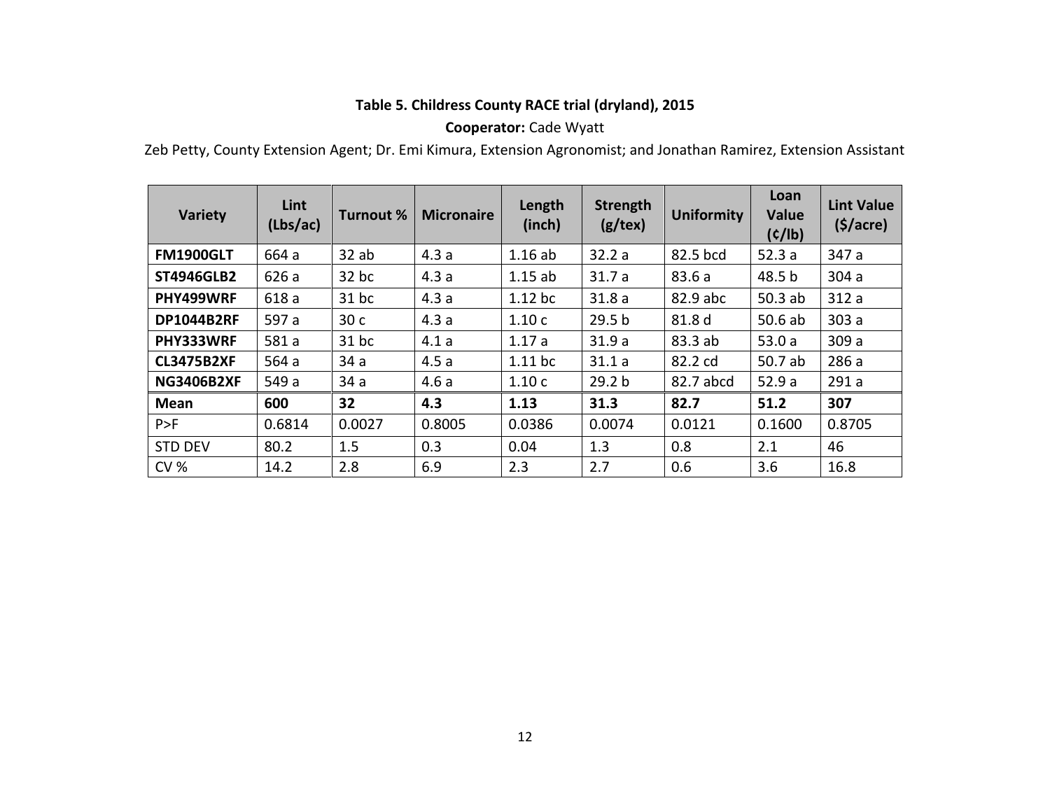**Table 5. Childress County RACE trial (dryland), 2015**

**Cooperator:** Cade Wyatt

Zeb Petty, County Extension Agent; Dr. Emi Kimura, Extension Agronomist; and Jonathan Ramirez, Extension Assistant

| Variety | Lint (Lbs/ac) | Turnout % | Micronaire | Length (inch) | Strength (g/tex) | Uniformity | Loan Value (¢/lb) | Lint Value ($/acre) |
|---|---|---|---|---|---|---|---|---|
| **FM1900GLT** | 664 a | 32 ab | 4.3 a | 1.16 ab | 32.2 a | 82.5 bcd | 52.3 a | 347 a |
| **ST4946GLB2** | 626 a | 32 bc | 4.3 a | 1.15 ab | 31.7 a | 83.6 a | 48.5 b | 304 a |
| **PHY499WRF** | 618 a | 31 bc | 4.3 a | 1.12 bc | 31.8 a | 82.9 abc | 50.3 ab | 312 a |
| **DP1044B2RF** | 597 a | 30 c | 4.3 a | 1.10 c | 29.5 b | 81.8 d | 50.6 ab | 303 a |
| **PHY333WRF** | 581 a | 31 bc | 4.1 a | 1.17 a | 31.9 a | 83.3 ab | 53.0 a | 309 a |
| **CL3475B2XF** | 564 a | 34 a | 4.5 a | 1.11 bc | 31.1 a | 82.2 cd | 50.7 ab | 286 a |
| **NG3406B2XF** | 549 a | 34 a | 4.6 a | 1.10 c | 29.2 b | 82.7 abcd | 52.9 a | 291 a |
| **Mean** | **600** | **32** | **4.3** | **1.13** | **31.3** | **82.7** | **51.2** | **307** |
| P>F | 0.6814 | 0.0027 | 0.8005 | 0.0386 | 0.0074 | 0.0121 | 0.1600 | 0.8705 |
| STD DEV | 80.2 | 1.5 | 0.3 | 0.04 | 1.3 | 0.8 | 2.1 | 46 |
| CV % | 14.2 | 2.8 | 6.9 | 2.3 | 2.7 | 0.6 | 3.6 | 16.8 |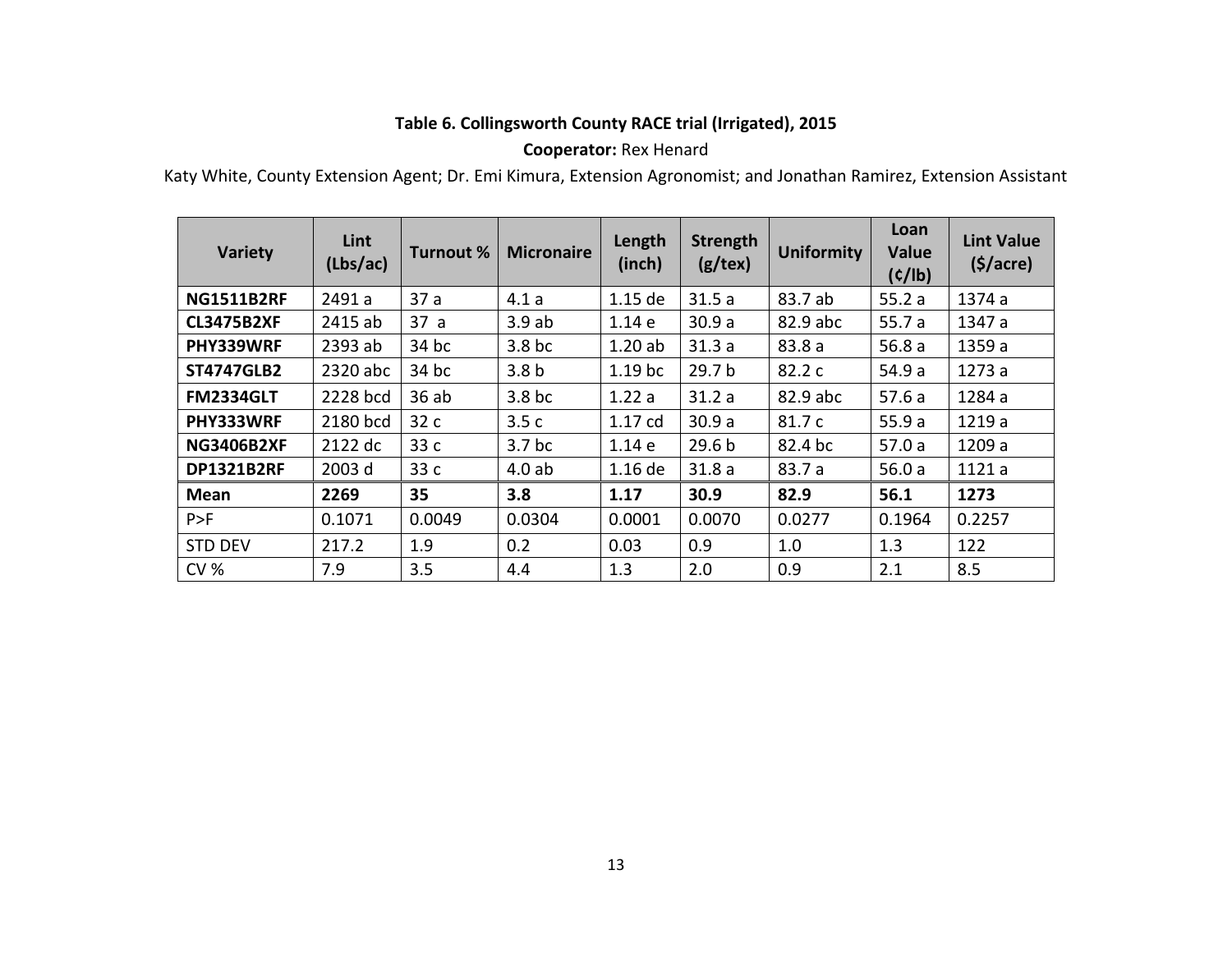**Table 6. Collingsworth County RACE trial (Irrigated), 2015**

**Cooperator:** Rex Henard

Katy White, County Extension Agent; Dr. Emi Kimura, Extension Agronomist; and Jonathan Ramirez, Extension Assistant

| Variety | Lint (Lbs/ac) | Turnout % | Micronaire | Length (inch) | Strength (g/tex) | Uniformity | Loan Value (¢/lb) | Lint Value ($/acre) |
|---|---|---|---|---|---|---|---|---|
| **NG1511B2RF** | 2491 a | 37 a | 4.1 a | 1.15 de | 31.5 a | 83.7 ab | 55.2 a | 1374 a |
| **CL3475B2XF** | 2415 ab | 37 a | 3.9 ab | 1.14 e | 30.9 a | 82.9 abc | 55.7 a | 1347 a |
| **PHY339WRF** | 2393 ab | 34 bc | 3.8 bc | 1.20 ab | 31.3 a | 83.8 a | 56.8 a | 1359 a |
| **ST4747GLB2** | 2320 abc | 34 bc | 3.8 b | 1.19 bc | 29.7 b | 82.2 c | 54.9 a | 1273 a |
| **FM2334GLT** | 2228 bcd | 36 ab | 3.8 bc | 1.22 a | 31.2 a | 82.9 abc | 57.6 a | 1284 a |
| **PHY333WRF** | 2180 bcd | 32 c | 3.5 c | 1.17 cd | 30.9 a | 81.7 c | 55.9 a | 1219 a |
| **NG3406B2XF** | 2122 dc | 33 c | 3.7 bc | 1.14 e | 29.6 b | 82.4 bc | 57.0 a | 1209 a |
| **DP1321B2RF** | 2003 d | 33 c | 4.0 ab | 1.16 de | 31.8 a | 83.7 a | 56.0 a | 1121 a |
| **Mean** | **2269** | **35** | **3.8** | **1.17** | **30.9** | **82.9** | **56.1** | **1273** |
| P>F | 0.1071 | 0.0049 | 0.0304 | 0.0001 | 0.0070 | 0.0277 | 0.1964 | 0.2257 |
| STD DEV | 217.2 | 1.9 | 0.2 | 0.03 | 0.9 | 1.0 | 1.3 | 122 |
| CV % | 7.9 | 3.5 | 4.4 | 1.3 | 2.0 | 0.9 | 2.1 | 8.5 |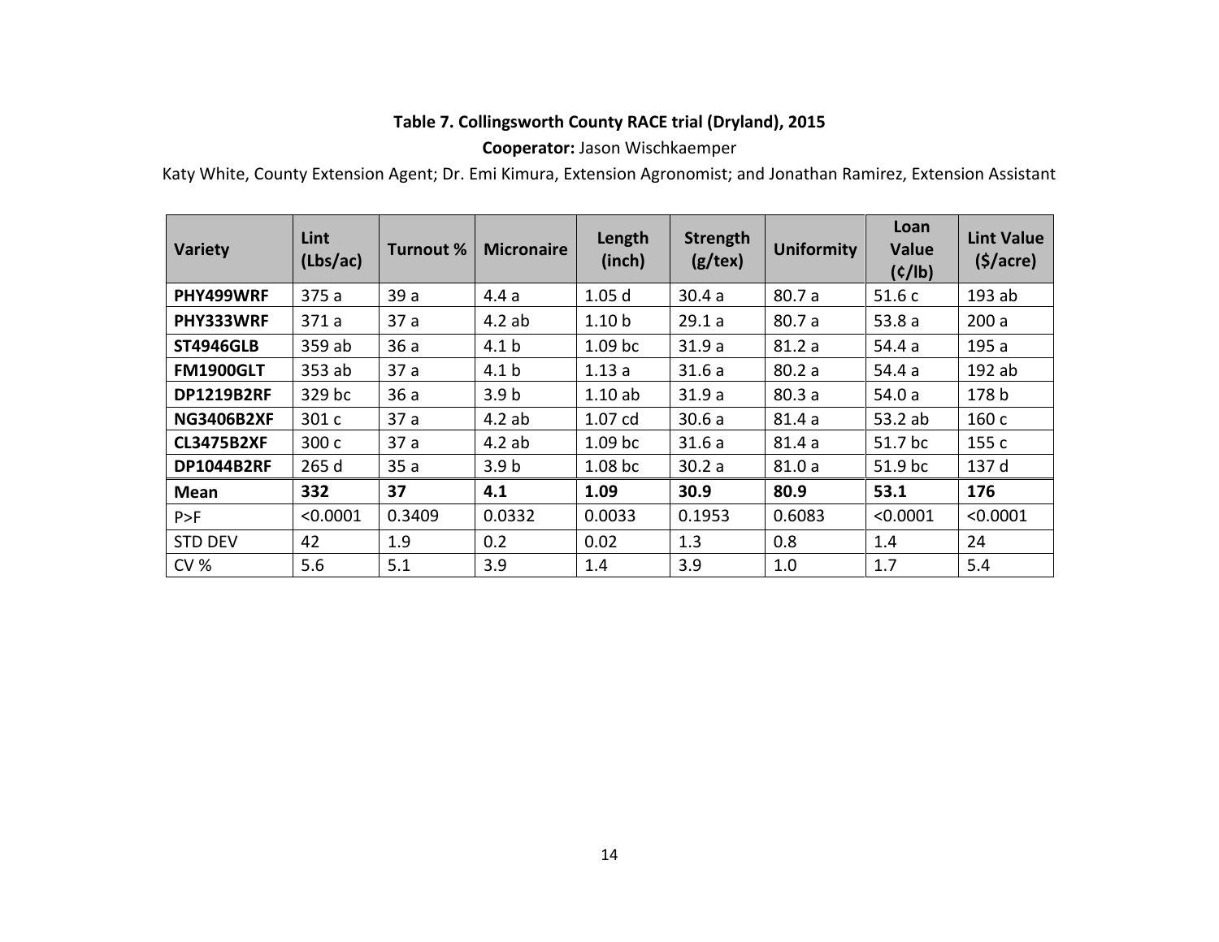**Table 7. Collingsworth County RACE trial (Dryland), 2015**

**Cooperator:** Jason Wischkaemper

Katy White, County Extension Agent; Dr. Emi Kimura, Extension Agronomist; and Jonathan Ramirez, Extension Assistant

| Variety | Lint (Lbs/ac) | Turnout % | Micronaire | Length (inch) | Strength (g/tex) | Uniformity | Loan Value (¢/lb) | Lint Value ($/acre) |
|---|---|---|---|---|---|---|---|---|
| **PHY499WRF** | 375 a | 39 a | 4.4 a | 1.05 d | 30.4 a | 80.7 a | 51.6 c | 193 ab |
| **PHY333WRF** | 371 a | 37 a | 4.2 ab | 1.10 b | 29.1 a | 80.7 a | 53.8 a | 200 a |
| **ST4946GLB** | 359 ab | 36 a | 4.1 b | 1.09 bc | 31.9 a | 81.2 a | 54.4 a | 195 a |
| **FM1900GLT** | 353 ab | 37 a | 4.1 b | 1.13 a | 31.6 a | 80.2 a | 54.4 a | 192 ab |
| **DP1219B2RF** | 329 bc | 36 a | 3.9 b | 1.10 ab | 31.9 a | 80.3 a | 54.0 a | 178 b |
| **NG3406B2XF** | 301 c | 37 a | 4.2 ab | 1.07 cd | 30.6 a | 81.4 a | 53.2 ab | 160 c |
| **CL3475B2XF** | 300 c | 37 a | 4.2 ab | 1.09 bc | 31.6 a | 81.4 a | 51.7 bc | 155 c |
| **DP1044B2RF** | 265 d | 35 a | 3.9 b | 1.08 bc | 30.2 a | 81.0 a | 51.9 bc | 137 d |
| **Mean** | **332** | **37** | **4.1** | **1.09** | **30.9** | **80.9** | **53.1** | **176** |
| P>F | <0.0001 | 0.3409 | 0.0332 | 0.0033 | 0.1953 | 0.6083 | <0.0001 | <0.0001 |
| STD DEV | 42 | 1.9 | 0.2 | 0.02 | 1.3 | 0.8 | 1.4 | 24 |
| CV % | 5.6 | 5.1 | 3.9 | 1.4 | 3.9 | 1.0 | 1.7 | 5.4 |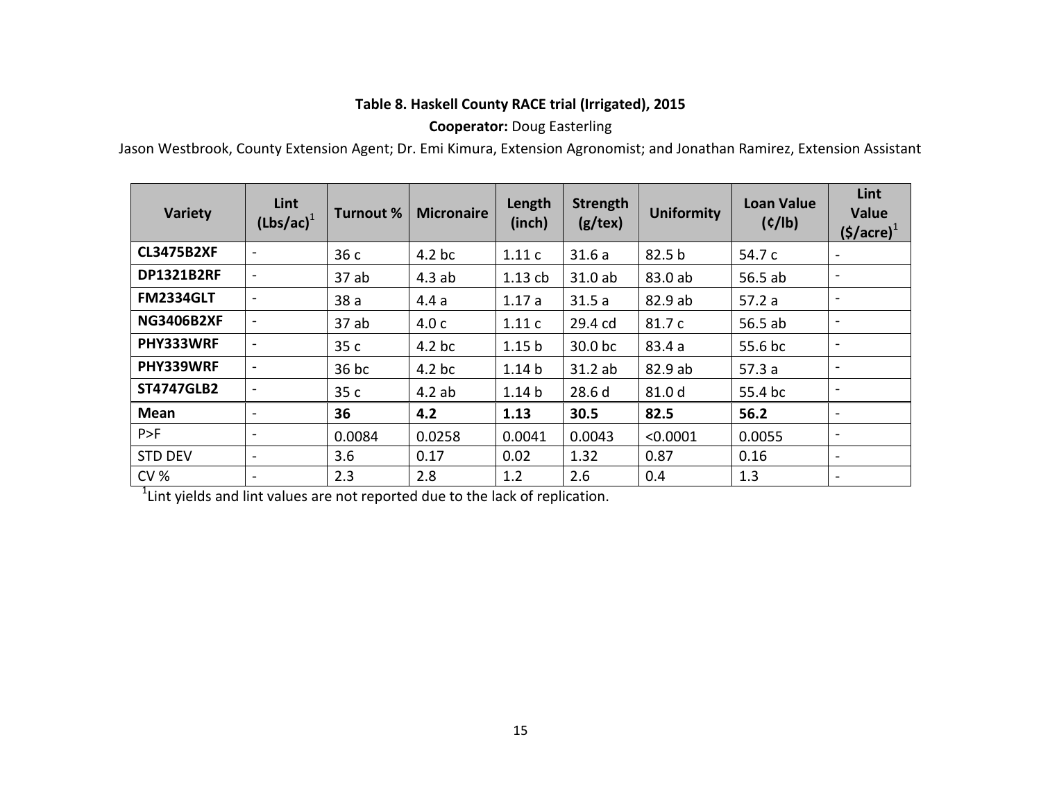**Table 8. Haskell County RACE trial (Irrigated), 2015**

**Cooperator:** Doug Easterling

Jason Westbrook, County Extension Agent; Dr. Emi Kimura, Extension Agronomist; and Jonathan Ramirez, Extension Assistant

| Variety | Lint (Lbs/ac)[1] | Turnout % | Micronaire | Length (inch) | Strength (g/tex) | Uniformity | Loan Value (¢/lb) | Lint Value ($/acre)[1] |
|---|---|---|---|---|---|---|---|---|
| **CL3475B2XF** | - | 36 c | 4.2 bc | 1.11 c | 31.6 a | 82.5 b | 54.7 c | - |
| **DP1321B2RF** | - | 37 ab | 4.3 ab | 1.13 cb | 31.0 ab | 83.0 ab | 56.5 ab | - |
| **FM2334GLT** | - | 38 a | 4.4 a | 1.17 a | 31.5 a | 82.9 ab | 57.2 a | - |
| **NG3406B2XF** | - | 37 ab | 4.0 c | 1.11 c | 29.4 cd | 81.7 c | 56.5 ab | - |
| **PHY333WRF** | - | 35 c | 4.2 bc | 1.15 b | 30.0 bc | 83.4 a | 55.6 bc | - |
| **PHY339WRF** | - | 36 bc | 4.2 bc | 1.14 b | 31.2 ab | 82.9 ab | 57.3 a | - |
| **ST4747GLB2** | - | 35 c | 4.2 ab | 1.14 b | 28.6 d | 81.0 d | 55.4 bc | - |
| **Mean** | - | **36** | **4.2** | **1.13** | **30.5** | **82.5** | **56.2** | - |
| P>F | - | 0.0084 | 0.0258 | 0.0041 | 0.0043 | <0.0001 | 0.0055 | - |
| STD DEV | - | 3.6 | 0.17 | 0.02 | 1.32 | 0.87 | 0.16 | - |
| CV % | - | 2.3 | 2.8 | 1.2 | 2.6 | 0.4 | 1.3 | - |

[1]Lint yields and lint values are not reported due to the lack of replication.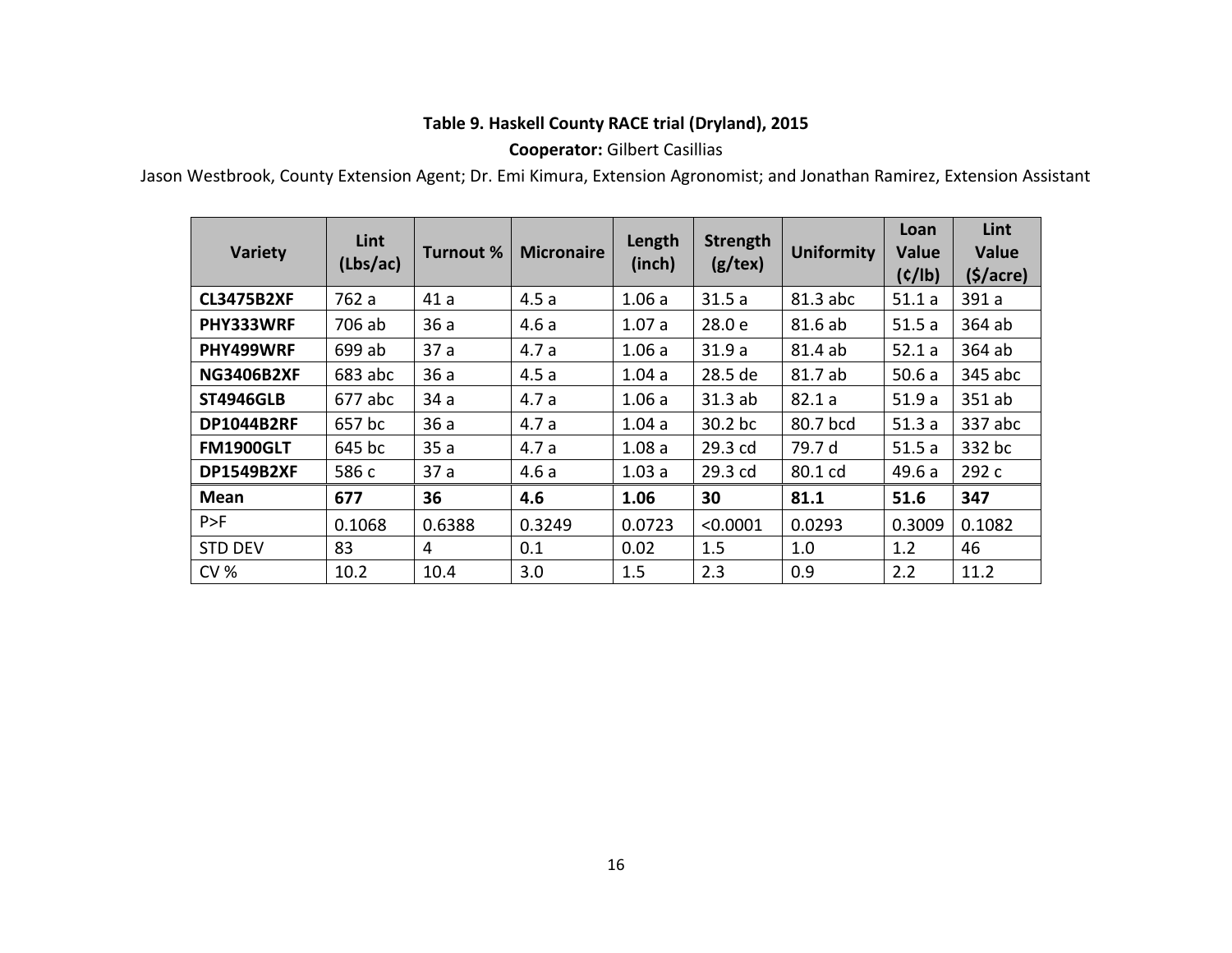**Table 9. Haskell County RACE trial (Dryland), 2015**

**Cooperator:** Gilbert Casillias

Jason Westbrook, County Extension Agent; Dr. Emi Kimura, Extension Agronomist; and Jonathan Ramirez, Extension Assistant

| Variety | Lint (Lbs/ac) | Turnout % | Micronaire | Length (inch) | Strength (g/tex) | Uniformity | Loan Value (¢/lb) | Lint Value ($/acre) |
|---|---|---|---|---|---|---|---|---|
| **CL3475B2XF** | 762 a | 41 a | 4.5 a | 1.06 a | 31.5 a | 81.3 abc | 51.1 a | 391 a |
| **PHY333WRF** | 706 ab | 36 a | 4.6 a | 1.07 a | 28.0 e | 81.6 ab | 51.5 a | 364 ab |
| **PHY499WRF** | 699 ab | 37 a | 4.7 a | 1.06 a | 31.9 a | 81.4 ab | 52.1 a | 364 ab |
| **NG3406B2XF** | 683 abc | 36 a | 4.5 a | 1.04 a | 28.5 de | 81.7 ab | 50.6 a | 345 abc |
| **ST4946GLB** | 677 abc | 34 a | 4.7 a | 1.06 a | 31.3 ab | 82.1 a | 51.9 a | 351 ab |
| **DP1044B2RF** | 657 bc | 36 a | 4.7 a | 1.04 a | 30.2 bc | 80.7 bcd | 51.3 a | 337 abc |
| **FM1900GLT** | 645 bc | 35 a | 4.7 a | 1.08 a | 29.3 cd | 79.7 d | 51.5 a | 332 bc |
| **DP1549B2XF** | 586 c | 37 a | 4.6 a | 1.03 a | 29.3 cd | 80.1 cd | 49.6 a | 292 c |
| **Mean** | **677** | **36** | **4.6** | **1.06** | **30** | **81.1** | **51.6** | **347** |
| P>F | 0.1068 | 0.6388 | 0.3249 | 0.0723 | <0.0001 | 0.0293 | 0.3009 | 0.1082 |
| STD DEV | 83 | 4 | 0.1 | 0.02 | 1.5 | 1.0 | 1.2 | 46 |
| CV % | 10.2 | 10.4 | 3.0 | 1.5 | 2.3 | 0.9 | 2.2 | 11.2 |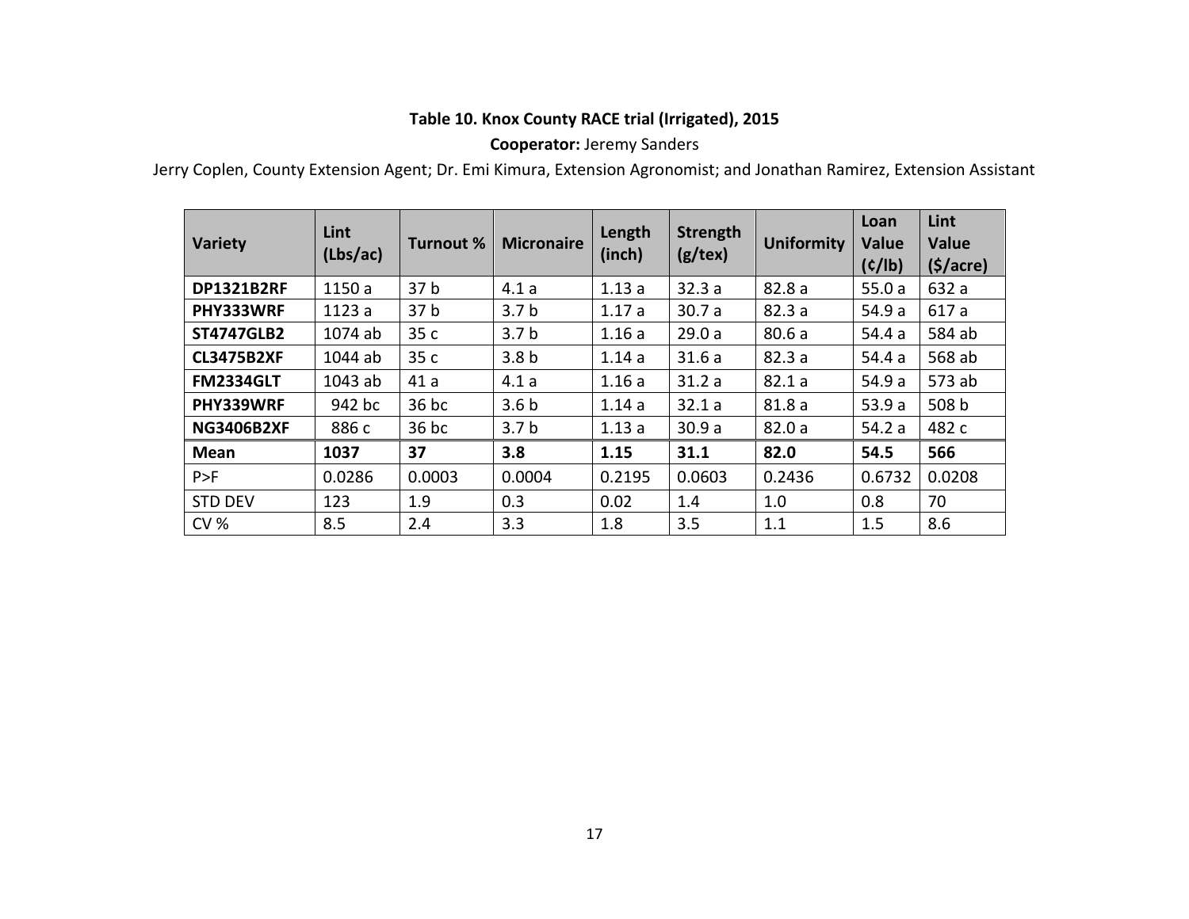**Table 10. Knox County RACE trial (Irrigated), 2015**

**Cooperator:** Jeremy Sanders

Jerry Coplen, County Extension Agent; Dr. Emi Kimura, Extension Agronomist; and Jonathan Ramirez, Extension Assistant

| Variety | Lint (Lbs/ac) | Turnout % | Micronaire | Length (inch) | Strength (g/tex) | Uniformity | Loan Value (¢/lb) | Lint Value ($/acre) |
|---|---|---|---|---|---|---|---|---|
| **DP1321B2RF** | 1150 a | 37 b | 4.1 a | 1.13 a | 32.3 a | 82.8 a | 55.0 a | 632 a |
| **PHY333WRF** | 1123 a | 37 b | 3.7 b | 1.17 a | 30.7 a | 82.3 a | 54.9 a | 617 a |
| **ST4747GLB2** | 1074 ab | 35 c | 3.7 b | 1.16 a | 29.0 a | 80.6 a | 54.4 a | 584 ab |
| **CL3475B2XF** | 1044 ab | 35 c | 3.8 b | 1.14 a | 31.6 a | 82.3 a | 54.4 a | 568 ab |
| **FM2334GLT** | 1043 ab | 41 a | 4.1 a | 1.16 a | 31.2 a | 82.1 a | 54.9 a | 573 ab |
| **PHY339WRF** | 942 bc | 36 bc | 3.6 b | 1.14 a | 32.1 a | 81.8 a | 53.9 a | 508 b |
| **NG3406B2XF** | 886 c | 36 bc | 3.7 b | 1.13 a | 30.9 a | 82.0 a | 54.2 a | 482 c |
| **Mean** | **1037** | **37** | **3.8** | **1.15** | **31.1** | **82.0** | **54.5** | **566** |
| P>F | 0.0286 | 0.0003 | 0.0004 | 0.2195 | 0.0603 | 0.2436 | 0.6732 | 0.0208 |
| STD DEV | 123 | 1.9 | 0.3 | 0.02 | 1.4 | 1.0 | 0.8 | 70 |
| CV % | 8.5 | 2.4 | 3.3 | 1.8 | 3.5 | 1.1 | 1.5 | 8.6 |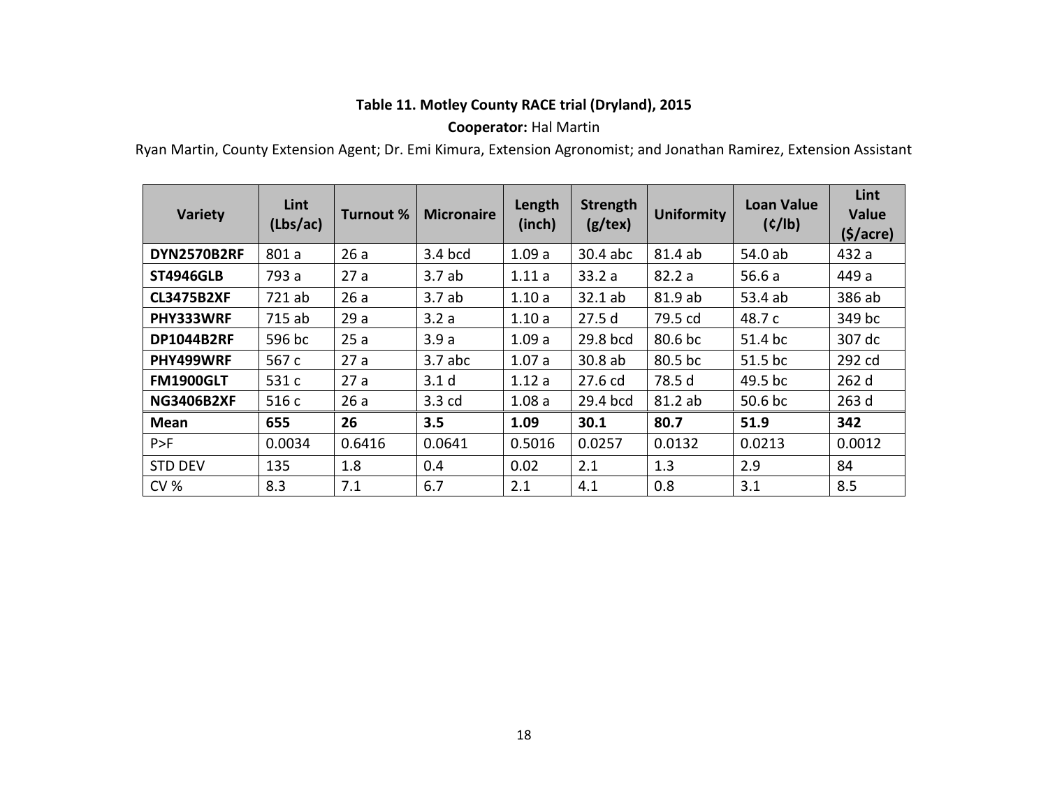**Table 11. Motley County RACE trial (Dryland), 2015**

**Cooperator:** Hal Martin

Ryan Martin, County Extension Agent; Dr. Emi Kimura, Extension Agronomist; and Jonathan Ramirez, Extension Assistant

| Variety | Lint (Lbs/ac) | Turnout % | Micronaire | Length (inch) | Strength (g/tex) | Uniformity | Loan Value (¢/lb) | Lint Value ($/acre) |
|---|---|---|---|---|---|---|---|---|
| **DYN2570B2RF** | 801 a | 26 a | 3.4 bcd | 1.09 a | 30.4 abc | 81.4 ab | 54.0 ab | 432 a |
| **ST4946GLB** | 793 a | 27 a | 3.7 ab | 1.11 a | 33.2 a | 82.2 a | 56.6 a | 449 a |
| **CL3475B2XF** | 721 ab | 26 a | 3.7 ab | 1.10 a | 32.1 ab | 81.9 ab | 53.4 ab | 386 ab |
| **PHY333WRF** | 715 ab | 29 a | 3.2 a | 1.10 a | 27.5 d | 79.5 cd | 48.7 c | 349 bc |
| **DP1044B2RF** | 596 bc | 25 a | 3.9 a | 1.09 a | 29.8 bcd | 80.6 bc | 51.4 bc | 307 dc |
| **PHY499WRF** | 567 c | 27 a | 3.7 abc | 1.07 a | 30.8 ab | 80.5 bc | 51.5 bc | 292 cd |
| **FM1900GLT** | 531 c | 27 a | 3.1 d | 1.12 a | 27.6 cd | 78.5 d | 49.5 bc | 262 d |
| **NG3406B2XF** | 516 c | 26 a | 3.3 cd | 1.08 a | 29.4 bcd | 81.2 ab | 50.6 bc | 263 d |
| **Mean** | **655** | **26** | **3.5** | **1.09** | **30.1** | **80.7** | **51.9** | **342** |
| P>F | 0.0034 | 0.6416 | 0.0641 | 0.5016 | 0.0257 | 0.0132 | 0.0213 | 0.0012 |
| STD DEV | 135 | 1.8 | 0.4 | 0.02 | 2.1 | 1.3 | 2.9 | 84 |
| CV % | 8.3 | 7.1 | 6.7 | 2.1 | 4.1 | 0.8 | 3.1 | 8.5 |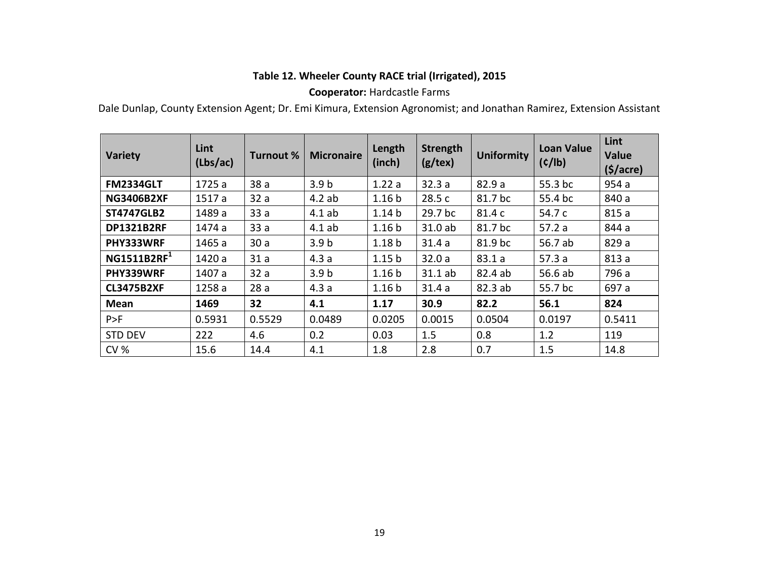**Table 12. Wheeler County RACE trial (Irrigated), 2015**

**Cooperator:** Hardcastle Farms

Dale Dunlap, County Extension Agent; Dr. Emi Kimura, Extension Agronomist; and Jonathan Ramirez, Extension Assistant

| Variety | Lint (Lbs/ac) | Turnout % | Micronaire | Length (inch) | Strength (g/tex) | Uniformity | Loan Value (¢/lb) | Lint Value ($/acre) |
|---|---|---|---|---|---|---|---|---|
| **FM2334GLT** | 1725 a | 38 a | 3.9 b | 1.22 a | 32.3 a | 82.9 a | 55.3 bc | 954 a |
| **NG3406B2XF** | 1517 a | 32 a | 4.2 ab | 1.16 b | 28.5 c | 81.7 bc | 55.4 bc | 840 a |
| **ST4747GLB2** | 1489 a | 33 a | 4.1 ab | 1.14 b | 29.7 bc | 81.4 c | 54.7 c | 815 a |
| **DP1321B2RF** | 1474 a | 33 a | 4.1 ab | 1.16 b | 31.0 ab | 81.7 bc | 57.2 a | 844 a |
| **PHY333WRF** | 1465 a | 30 a | 3.9 b | 1.18 b | 31.4 a | 81.9 bc | 56.7 ab | 829 a |
| **NG1511B2RF**[1] | 1420 a | 31 a | 4.3 a | 1.15 b | 32.0 a | 83.1 a | 57.3 a | 813 a |
| **PHY339WRF** | 1407 a | 32 a | 3.9 b | 1.16 b | 31.1 ab | 82.4 ab | 56.6 ab | 796 a |
| **CL3475B2XF** | 1258 a | 28 a | 4.3 a | 1.16 b | 31.4 a | 82.3 ab | 55.7 bc | 697 a |
| **Mean** | **1469** | **32** | **4.1** | **1.17** | **30.9** | **82.2** | **56.1** | **824** |
| P>F | 0.5931 | 0.5529 | 0.0489 | 0.0205 | 0.0015 | 0.0504 | 0.0197 | 0.5411 |
| STD DEV | 222 | 4.6 | 0.2 | 0.03 | 1.5 | 0.8 | 1.2 | 119 |
| CV % | 15.6 | 14.4 | 4.1 | 1.8 | 2.8 | 0.7 | 1.5 | 14.8 |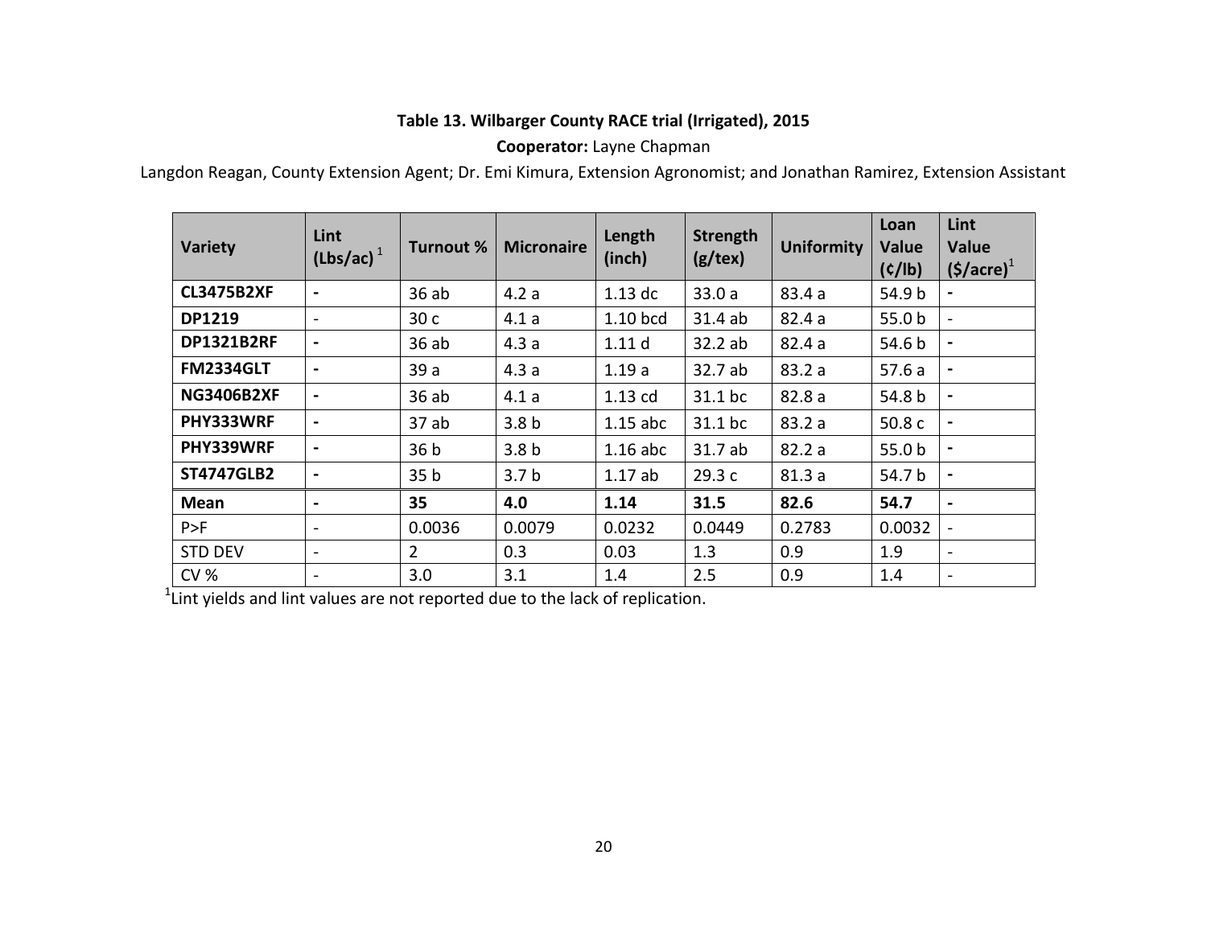**Table 13. Wilbarger County RACE trial (Irrigated), 2015**

**Cooperator:** Layne Chapman

Langdon Reagan, County Extension Agent; Dr. Emi Kimura, Extension Agronomist; and Jonathan Ramirez, Extension Assistant

| Variety | Lint (Lbs/ac)[1] | Turnout % | Micronaire | Length (inch) | Strength (g/tex) | Uniformity | Loan Value (¢/lb) | Lint Value ($/acre)[1] |
|---|---|---|---|---|---|---|---|---|
| **CL3475B2XF** | - | 36 ab | 4.2 a | 1.13 dc | 33.0 a | 83.4 a | 54.9 b | - |
| **DP1219** | - | 30 c | 4.1 a | 1.10 bcd | 31.4 ab | 82.4 a | 55.0 b | - |
| **DP1321B2RF** | - | 36 ab | 4.3 a | 1.11 d | 32.2 ab | 82.4 a | 54.6 b | - |
| **FM2334GLT** | - | 39 a | 4.3 a | 1.19 a | 32.7 ab | 83.2 a | 57.6 a | - |
| **NG3406B2XF** | - | 36 ab | 4.1 a | 1.13 cd | 31.1 bc | 82.8 a | 54.8 b | - |
| **PHY333WRF** | - | 37 ab | 3.8 b | 1.15 abc | 31.1 bc | 83.2 a | 50.8 c | - |
| **PHY339WRF** | - | 36 b | 3.8 b | 1.16 abc | 31.7 ab | 82.2 a | 55.0 b | - |
| **ST4747GLB2** | - | 35 b | 3.7 b | 1.17 ab | 29.3 c | 81.3 a | 54.7 b | - |
| **Mean** | - | **35** | **4.0** | **1.14** | **31.5** | **82.6** | **54.7** | - |
| P>F | - | 0.0036 | 0.0079 | 0.0232 | 0.0449 | 0.2783 | 0.0032 | - |
| STD DEV | - | 2 | 0.3 | 0.03 | 1.3 | 0.9 | 1.9 | - |
| CV % | - | 3.0 | 3.1 | 1.4 | 2.5 | 0.9 | 1.4 | - |

[1]Lint yields and lint values are not reported due to the lack of replication.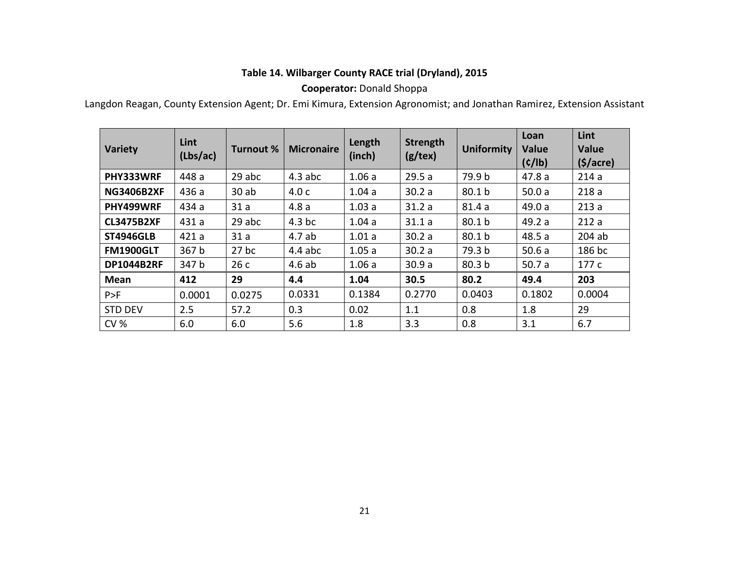**Table 14. Wilbarger County RACE trial (Dryland), 2015**

**Cooperator:** Donald Shoppa

Langdon Reagan, County Extension Agent; Dr. Emi Kimura, Extension Agronomist; and Jonathan Ramirez, Extension Assistant

| Variety | Lint (Lbs/ac) | Turnout % | Micronaire | Length (inch) | Strength (g/tex) | Uniformity | Loan Value (¢/lb) | Lint Value ($/acre) |
|---|---|---|---|---|---|---|---|---|
| **PHY333WRF** | 448 a | 29 abc | 4.3 abc | 1.06 a | 29.5 a | 79.9 b | 47.8 a | 214 a |
| **NG3406B2XF** | 436 a | 30 ab | 4.0 c | 1.04 a | 30.2 a | 80.1 b | 50.0 a | 218 a |
| **PHY499WRF** | 434 a | 31 a | 4.8 a | 1.03 a | 31.2 a | 81.4 a | 49.0 a | 213 a |
| **CL3475B2XF** | 431 a | 29 abc | 4.3 bc | 1.04 a | 31.1 a | 80.1 b | 49.2 a | 212 a |
| **ST4946GLB** | 421 a | 31 a | 4.7 ab | 1.01 a | 30.2 a | 80.1 b | 48.5 a | 204 ab |
| **FM1900GLT** | 367 b | 27 bc | 4.4 abc | 1.05 a | 30.2 a | 79.3 b | 50.6 a | 186 bc |
| **DP1044B2RF** | 347 b | 26 c | 4.6 ab | 1.06 a | 30.9 a | 80.3 b | 50.7 a | 177 c |
| **Mean** | **412** | **29** | **4.4** | **1.04** | **30.5** | **80.2** | **49.4** | **203** |
| P>F | 0.0001 | 0.0275 | 0.0331 | 0.1384 | 0.2770 | 0.0403 | 0.1802 | 0.0004 |
| STD DEV | 2.5 | 57.2 | 0.3 | 0.02 | 1.1 | 0.8 | 1.8 | 29 |
| CV % | 6.0 | 6.0 | 5.6 | 1.8 | 3.3 | 0.8 | 3.1 | 6.7 |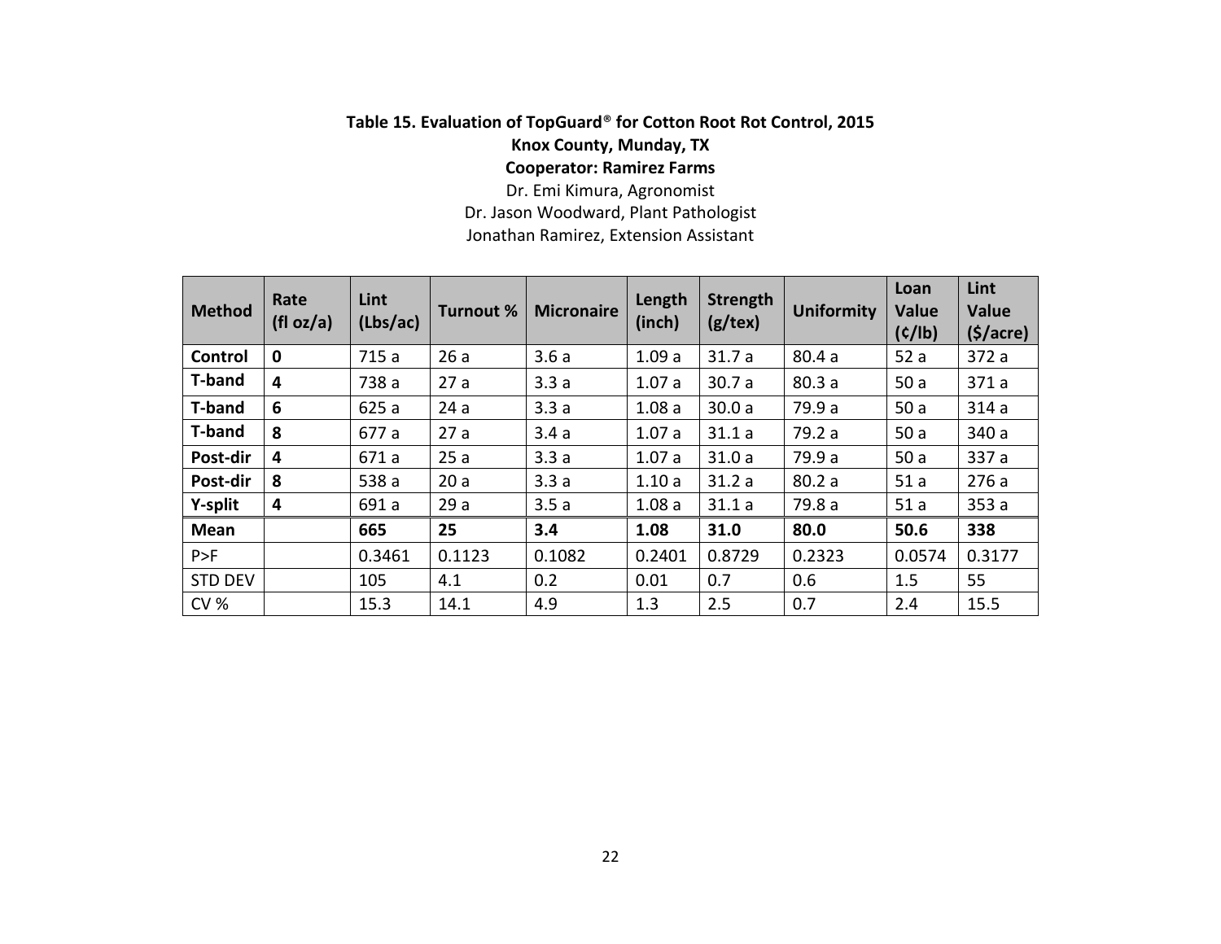**Table 15. Evaluation of TopGuard® for Cotton Root Rot Control, 2015**

**Knox County, Munday, TX**

**Cooperator: Ramirez Farms**

Dr. Emi Kimura, Agronomist

Dr. Jason Woodward, Plant Pathologist

Jonathan Ramirez, Extension Assistant

| Method | Rate (fl oz/a) | Lint (Lbs/ac) | Turnout % | Micronaire | Length (inch) | Strength (g/tex) | Uniformity | Loan Value (¢/lb) | Lint Value ($/acre) |
|---|---|---|---|---|---|---|---|---|---|
| **Control** | **0** | 715 a | 26 a | 3.6 a | 1.09 a | 31.7 a | 80.4 a | 52 a | 372 a |
| **T-band** | **4** | 738 a | 27 a | 3.3 a | 1.07 a | 30.7 a | 80.3 a | 50 a | 371 a |
| **T-band** | **6** | 625 a | 24 a | 3.3 a | 1.08 a | 30.0 a | 79.9 a | 50 a | 314 a |
| **T-band** | **8** | 677 a | 27 a | 3.4 a | 1.07 a | 31.1 a | 79.2 a | 50 a | 340 a |
| **Post-dir** | **4** | 671 a | 25 a | 3.3 a | 1.07 a | 31.0 a | 79.9 a | 50 a | 337 a |
| **Post-dir** | **8** | 538 a | 20 a | 3.3 a | 1.10 a | 31.2 a | 80.2 a | 51 a | 276 a |
| **Y-split** | **4** | 691 a | 29 a | 3.5 a | 1.08 a | 31.1 a | 79.8 a | 51 a | 353 a |
| **Mean** | | **665** | **25** | **3.4** | **1.08** | **31.0** | **80.0** | **50.6** | **338** |
| P>F | | 0.3461 | 0.1123 | 0.1082 | 0.2401 | 0.8729 | 0.2323 | 0.0574 | 0.3177 |
| STD DEV | | 105 | 4.1 | 0.2 | 0.01 | 0.7 | 0.6 | 1.5 | 55 |
| CV % | | 15.3 | 14.1 | 4.9 | 1.3 | 2.5 | 0.7 | 2.4 | 15.5 |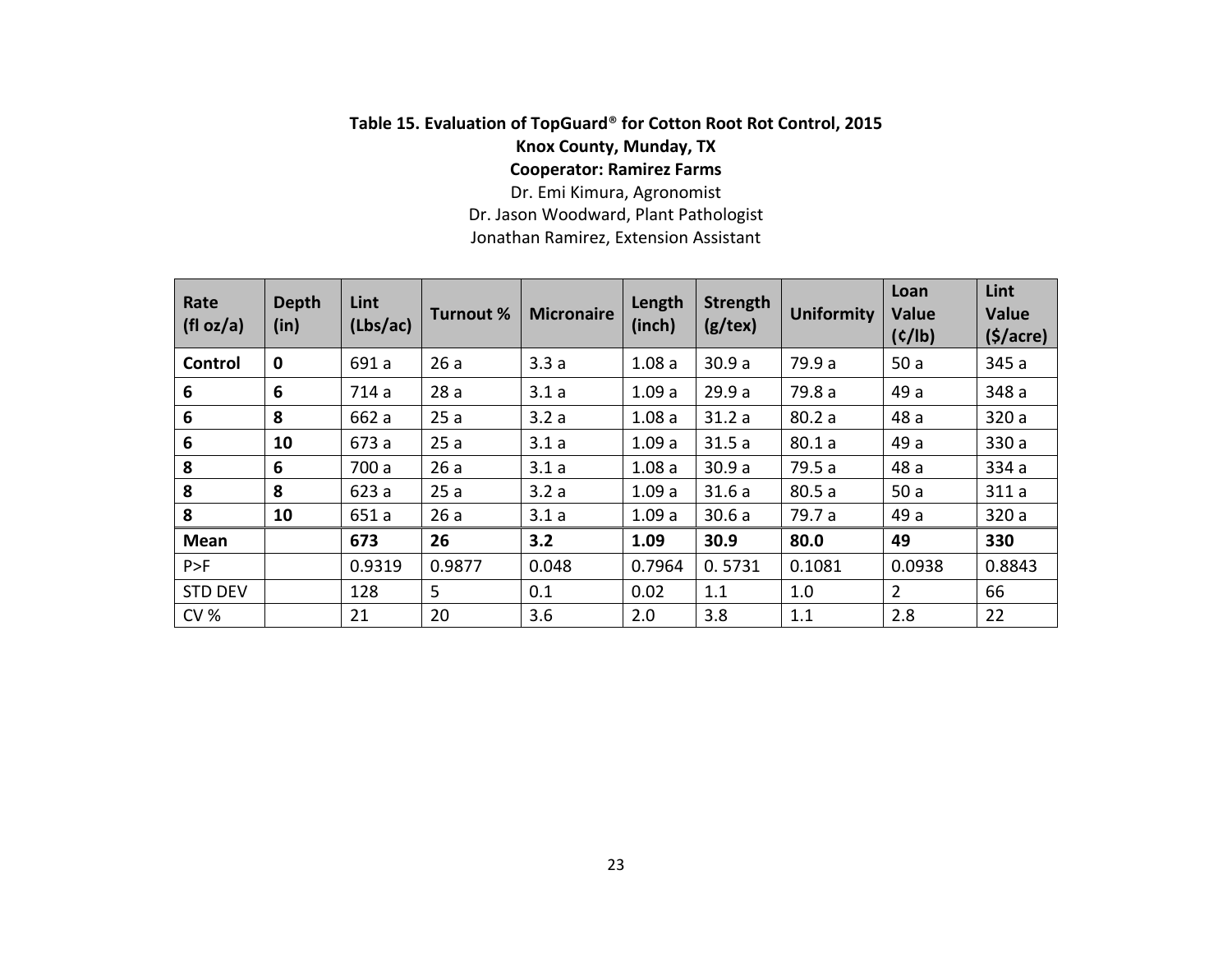**Table 15. Evaluation of TopGuard® for Cotton Root Rot Control, 2015**

**Knox County, Munday, TX**

**Cooperator: Ramirez Farms**

Dr. Emi Kimura, Agronomist

Dr. Jason Woodward, Plant Pathologist

Jonathan Ramirez, Extension Assistant

| Rate (fl oz/a) | Depth (in) | Lint (Lbs/ac) | Turnout % | Micronaire | Length (inch) | Strength (g/tex) | Uniformity | Loan Value (¢/lb) | Lint Value ($/acre) |
|---|---|---|---|---|---|---|---|---|---|
| **Control** | **0** | 691 a | 26 a | 3.3 a | 1.08 a | 30.9 a | 79.9 a | 50 a | 345 a |
| **6** | **6** | 714 a | 28 a | 3.1 a | 1.09 a | 29.9 a | 79.8 a | 49 a | 348 a |
| **6** | **8** | 662 a | 25 a | 3.2 a | 1.08 a | 31.2 a | 80.2 a | 48 a | 320 a |
| **6** | **10** | 673 a | 25 a | 3.1 a | 1.09 a | 31.5 a | 80.1 a | 49 a | 330 a |
| **8** | **6** | 700 a | 26 a | 3.1 a | 1.08 a | 30.9 a | 79.5 a | 48 a | 334 a |
| **8** | **8** | 623 a | 25 a | 3.2 a | 1.09 a | 31.6 a | 80.5 a | 50 a | 311 a |
| **8** | **10** | 651 a | 26 a | 3.1 a | 1.09 a | 30.6 a | 79.7 a | 49 a | 320 a |
| **Mean** | | **673** | **26** | **3.2** | **1.09** | **30.9** | **80.0** | **49** | **330** |
| P>F | | 0.9319 | 0.9877 | 0.048 | 0.7964 | 0. 5731 | 0.1081 | 0.0938 | 0.8843 |
| STD DEV | | 128 | 5 | 0.1 | 0.02 | 1.1 | 1.0 | 2 | 66 |
| CV % | | 21 | 20 | 3.6 | 2.0 | 3.8 | 1.1 | 2.8 | 22 |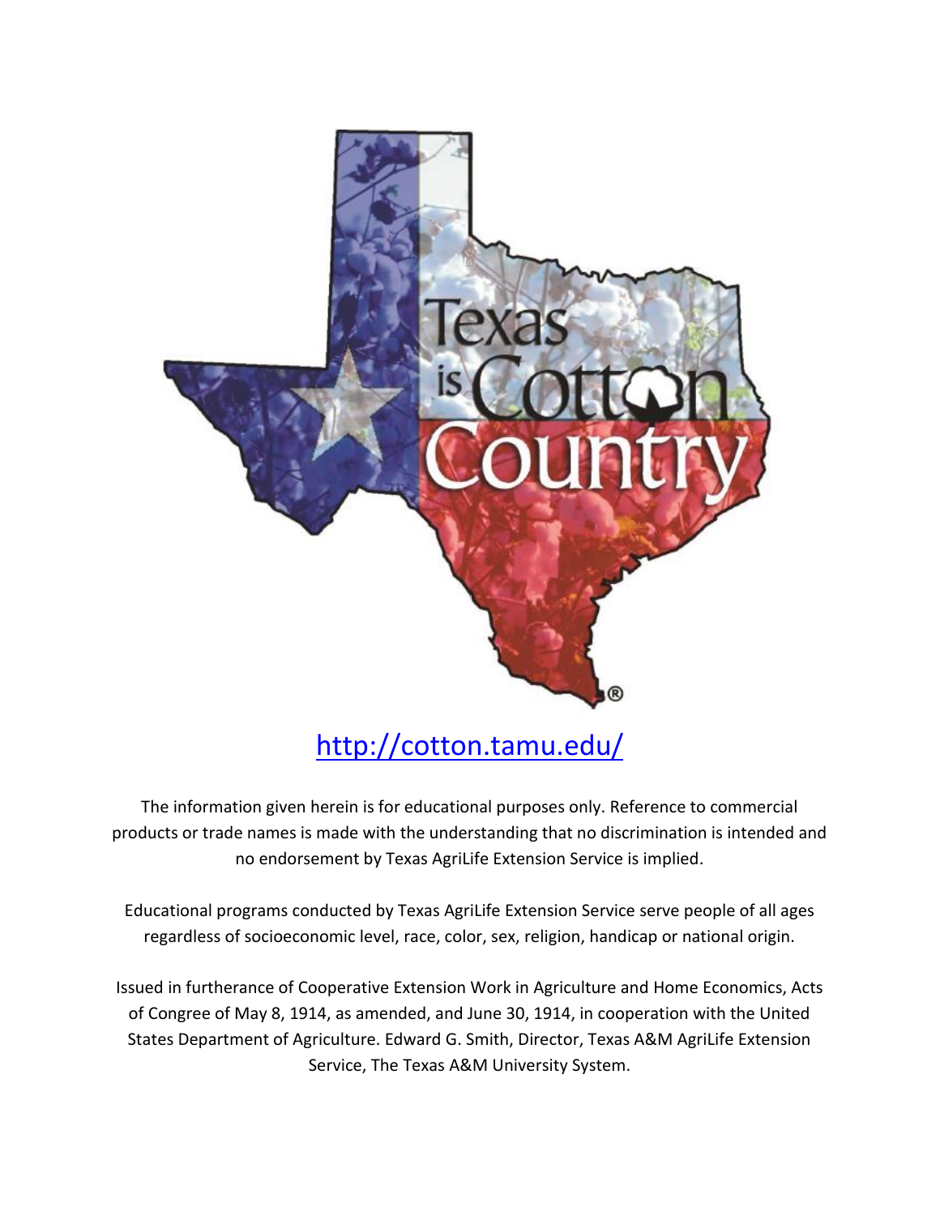Texas is Cotton Country®

http://cotton.tamu.edu/

The information given herein is for educational purposes only. Reference to commercial products or trade names is made with the understanding that no discrimination is intended and no endorsement by Texas AgriLife Extension Service is implied.

Educational programs conducted by Texas AgriLife Extension Service serve people of all ages regardless of socioeconomic level, race, color, sex, religion, handicap or national origin.

Issued in furtherance of Cooperative Extension Work in Agriculture and Home Economics, Acts of Congree of May 8, 1914, as amended, and June 30, 1914, in cooperation with the United States Department of Agriculture. Edward G. Smith, Director, Texas A&M AgriLife Extension Service, The Texas A&M University System.